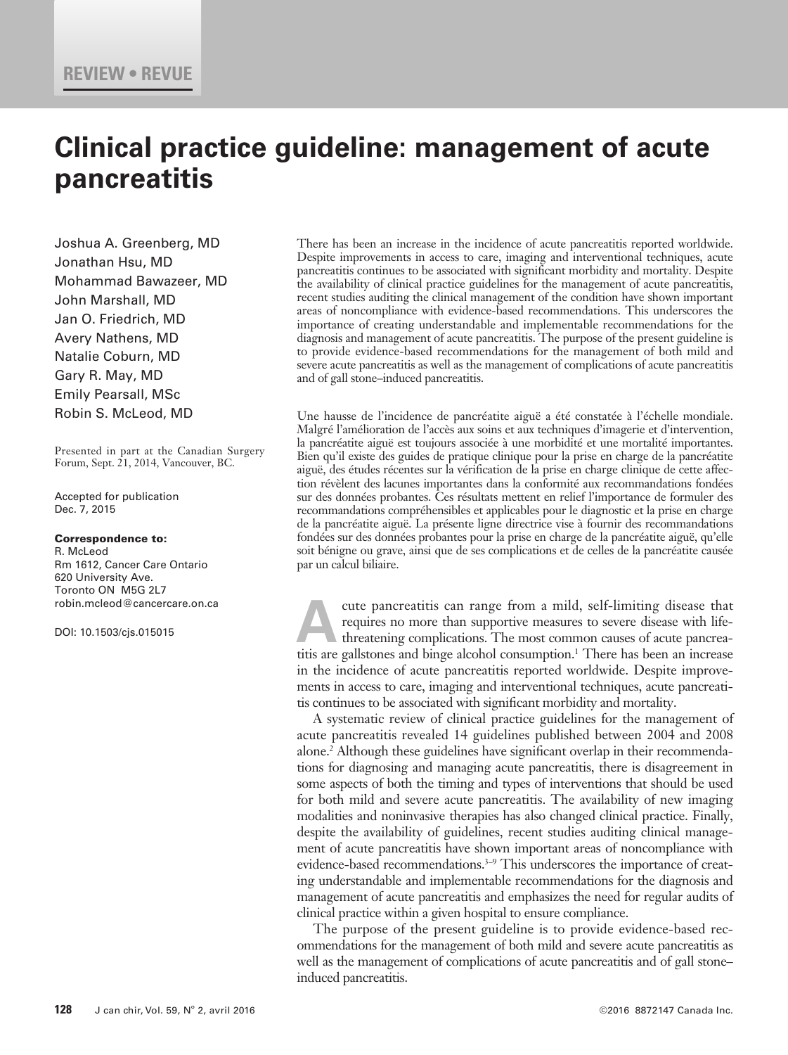REVIEW • REVUE

# Clinical practice guideline: management of acute pancreatitis

Joshua A. Greenberg, MD
Jonathan Hsu, MD
Mohammad Bawazeer, MD
John Marshall, MD
Jan O. Friedrich, MD
Avery Nathens, MD
Natalie Coburn, MD
Gary R. May, MD
Emily Pearsall, MSc
Robin S. McLeod, MD

Presented in part at the Canadian Surgery Forum, Sept. 21, 2014, Vancouver, BC.

Accepted for publication Dec. 7, 2015

**Correspondence to:**
R. McLeod
Rm 1612, Cancer Care Ontario
620 University Ave.
Toronto ON M5G 2L7
robin.mcleod@cancercare.on.ca

DOI: 10.1503/cjs.015015

There has been an increase in the incidence of acute pancreatitis reported worldwide. Despite improvements in access to care, imaging and interventional techniques, acute pancreatitis continues to be associated with significant morbidity and mortality. Despite the availability of clinical practice guidelines for the management of acute pancreatitis, recent studies auditing the clinical management of the condition have shown important areas of noncompliance with evidence-based recommendations. This underscores the importance of creating understandable and implementable recommendations for the diagnosis and management of acute pancreatitis. The purpose of the present guideline is to provide evidence-based recommendations for the management of both mild and severe acute pancreatitis as well as the management of complications of acute pancreatitis and of gall stone–induced pancreatitis.

Une hausse de l'incidence de pancréatite aiguë a été constatée à l'échelle mondiale. Malgré l'amélioration de l'accès aux soins et aux techniques d'imagerie et d'intervention, la pancréatite aiguë est toujours associée à une morbidité et une mortalité importantes. Bien qu'il existe des guides de pratique clinique pour la prise en charge de la pancréatite aiguë, des études récentes sur la vérification de la prise en charge clinique de cette affection révèlent des lacunes importantes dans la conformité aux recommandations fondées sur des données probantes. Ces résultats mettent en relief l'importance de formuler des recommandations compréhensibles et applicables pour le diagnostic et la prise en charge de la pancréatite aiguë. La présente ligne directrice vise à fournir des recommandations fondées sur des données probantes pour la prise en charge de la pancréatite aiguë, qu'elle soit bénigne ou grave, ainsi que de ses complications et de celles de la pancréatite causée par un calcul biliaire.

Acute pancreatitis can range from a mild, self-limiting disease that requires no more than supportive measures to severe disease with life-threatening complications. The most common causes of acute pancreatitis are gallstones and binge alcohol consumption.[1] There has been an increase in the incidence of acute pancreatitis reported worldwide. Despite improvements in access to care, imaging and interventional techniques, acute pancreatitis continues to be associated with significant morbidity and mortality.

A systematic review of clinical practice guidelines for the management of acute pancreatitis revealed 14 guidelines published between 2004 and 2008 alone.[2] Although these guidelines have significant overlap in their recommendations for diagnosing and managing acute pancreatitis, there is disagreement in some aspects of both the timing and types of interventions that should be used for both mild and severe acute pancreatitis. The availability of new imaging modalities and noninvasive therapies has also changed clinical practice. Finally, despite the availability of guidelines, recent studies auditing clinical management of acute pancreatitis have shown important areas of noncompliance with evidence-based recommendations.[3–9] This underscores the importance of creating understandable and implementable recommendations for the diagnosis and management of acute pancreatitis and emphasizes the need for regular audits of clinical practice within a given hospital to ensure compliance.

The purpose of the present guideline is to provide evidence-based recommendations for the management of both mild and severe acute pancreatitis as well as the management of complications of acute pancreatitis and of gall stone–induced pancreatitis.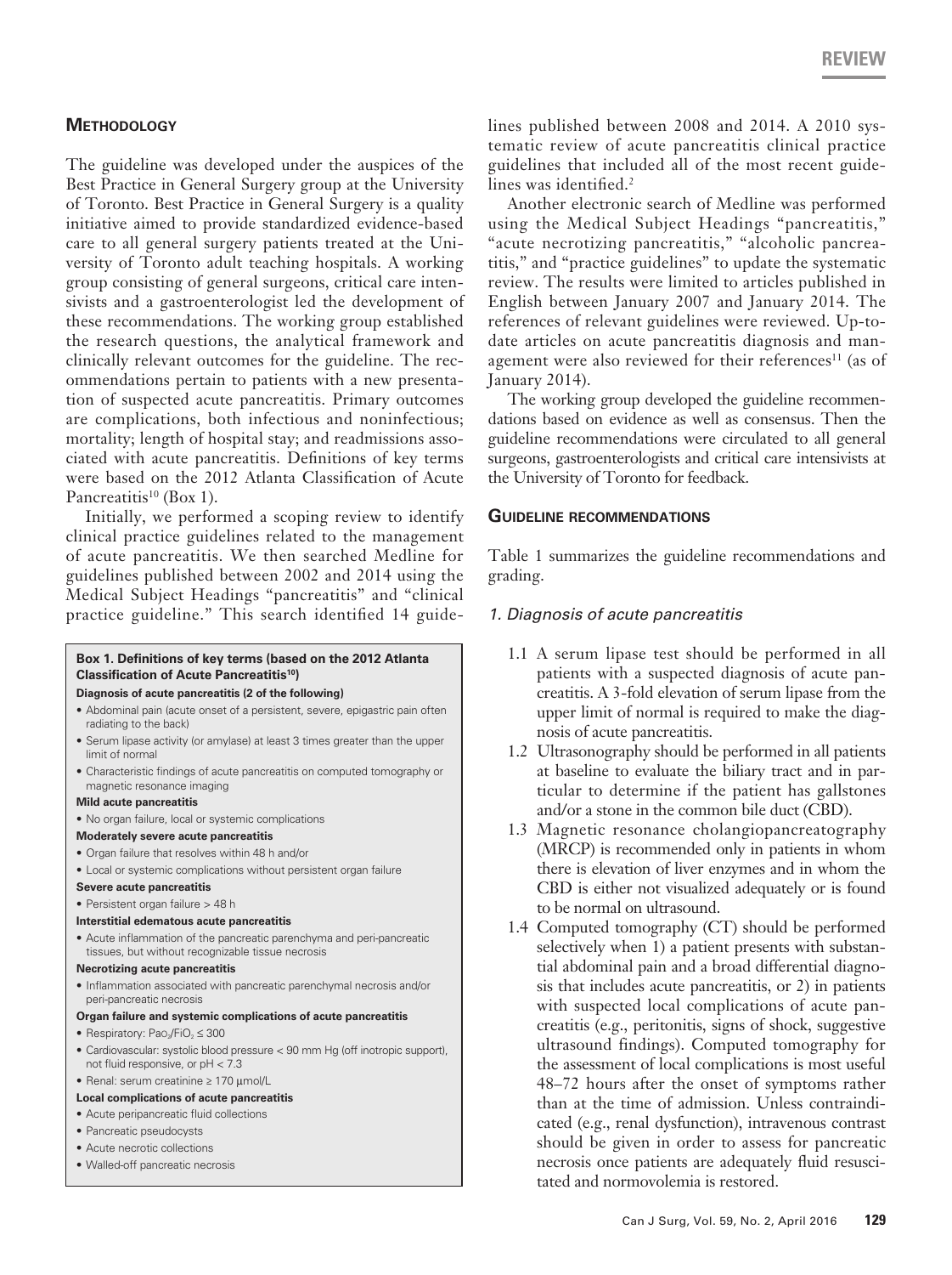## Methodology

The guideline was developed under the auspices of the Best Practice in General Surgery group at the University of Toronto. Best Practice in General Surgery is a quality initiative aimed to provide standardized evidence-based care to all general surgery patients treated at the University of Toronto adult teaching hospitals. A working group consisting of general surgeons, critical care intensivists and a gastroenterologist led the development of these recommendations. The working group established the research questions, the analytical framework and clinically relevant outcomes for the guideline. The recommendations pertain to patients with a new presentation of suspected acute pancreatitis. Primary outcomes are complications, both infectious and noninfectious; mortality; length of hospital stay; and readmissions associated with acute pancreatitis. Definitions of key terms were based on the 2012 Atlanta Classification of Acute Pancreatitis[10] (Box 1).

Initially, we performed a scoping review to identify clinical practice guidelines related to the management of acute pancreatitis. We then searched Medline for guidelines published between 2002 and 2014 using the Medical Subject Headings "pancreatitis" and "clinical practice guideline." This search identified 14 guidelines published between 2008 and 2014. A 2010 systematic review of acute pancreatitis clinical practice guidelines that included all of the most recent guidelines was identified.[2]

Another electronic search of Medline was performed using the Medical Subject Headings "pancreatitis," "acute necrotizing pancreatitis," "alcoholic pancreatitis," and "practice guidelines" to update the systematic review. The results were limited to articles published in English between January 2007 and January 2014. The references of relevant guidelines were reviewed. Up-to-date articles on acute pancreatitis diagnosis and management were also reviewed for their references[11] (as of January 2014).

The working group developed the guideline recommendations based on evidence as well as consensus. Then the guideline recommendations were circulated to all general surgeons, gastroenterologists and critical care intensivists at the University of Toronto for feedback.

**Box 1. Definitions of key terms (based on the 2012 Atlanta Classification of Acute Pancreatitis[10])**

**Diagnosis of acute pancreatitis (2 of the following)**

- Abdominal pain (acute onset of a persistent, severe, epigastric pain often radiating to the back)
- Serum lipase activity (or amylase) at least 3 times greater than the upper limit of normal
- Characteristic findings of acute pancreatitis on computed tomography or magnetic resonance imaging

**Mild acute pancreatitis**

- No organ failure, local or systemic complications

**Moderately severe acute pancreatitis**

- Organ failure that resolves within 48 h and/or
- Local or systemic complications without persistent organ failure

**Severe acute pancreatitis**

- Persistent organ failure > 48 h

**Interstitial edematous acute pancreatitis**

- Acute inflammation of the pancreatic parenchyma and peri-pancreatic tissues, but without recognizable tissue necrosis

**Necrotizing acute pancreatitis**

- Inflammation associated with pancreatic parenchymal necrosis and/or peri-pancreatic necrosis

**Organ failure and systemic complications of acute pancreatitis**

- Respiratory: $PaO_2/FiO_2 \leq 300$
- Cardiovascular: systolic blood pressure < 90 mm Hg (off inotropic support), not fluid responsive, or pH < 7.3
- Renal: serum creatinine ≥ 170 μmol/L

**Local complications of acute pancreatitis**

- Acute peripancreatic fluid collections
- Pancreatic pseudocysts
- Acute necrotic collections
- Walled-off pancreatic necrosis

## Guideline recommendations

Table 1 summarizes the guideline recommendations and grading.

### *1. Diagnosis of acute pancreatitis*

1.1 A serum lipase test should be performed in all patients with a suspected diagnosis of acute pancreatitis. A 3-fold elevation of serum lipase from the upper limit of normal is required to make the diagnosis of acute pancreatitis.

1.2 Ultrasonography should be performed in all patients at baseline to evaluate the biliary tract and in particular to determine if the patient has gallstones and/or a stone in the common bile duct (CBD).

1.3 Magnetic resonance cholangiopancreatography (MRCP) is recommended only in patients in whom there is elevation of liver enzymes and in whom the CBD is either not visualized adequately or is found to be normal on ultrasound.

1.4 Computed tomography (CT) should be performed selectively when 1) a patient presents with substantial abdominal pain and a broad differential diagnosis that includes acute pancreatitis, or 2) in patients with suspected local complications of acute pancreatitis (e.g., peritonitis, signs of shock, suggestive ultrasound findings). Computed tomography for the assessment of local complications is most useful 48–72 hours after the onset of symptoms rather than at the time of admission. Unless contraindicated (e.g., renal dysfunction), intravenous contrast should be given in order to assess for pancreatic necrosis once patients are adequately fluid resuscitated and normovolemia is restored.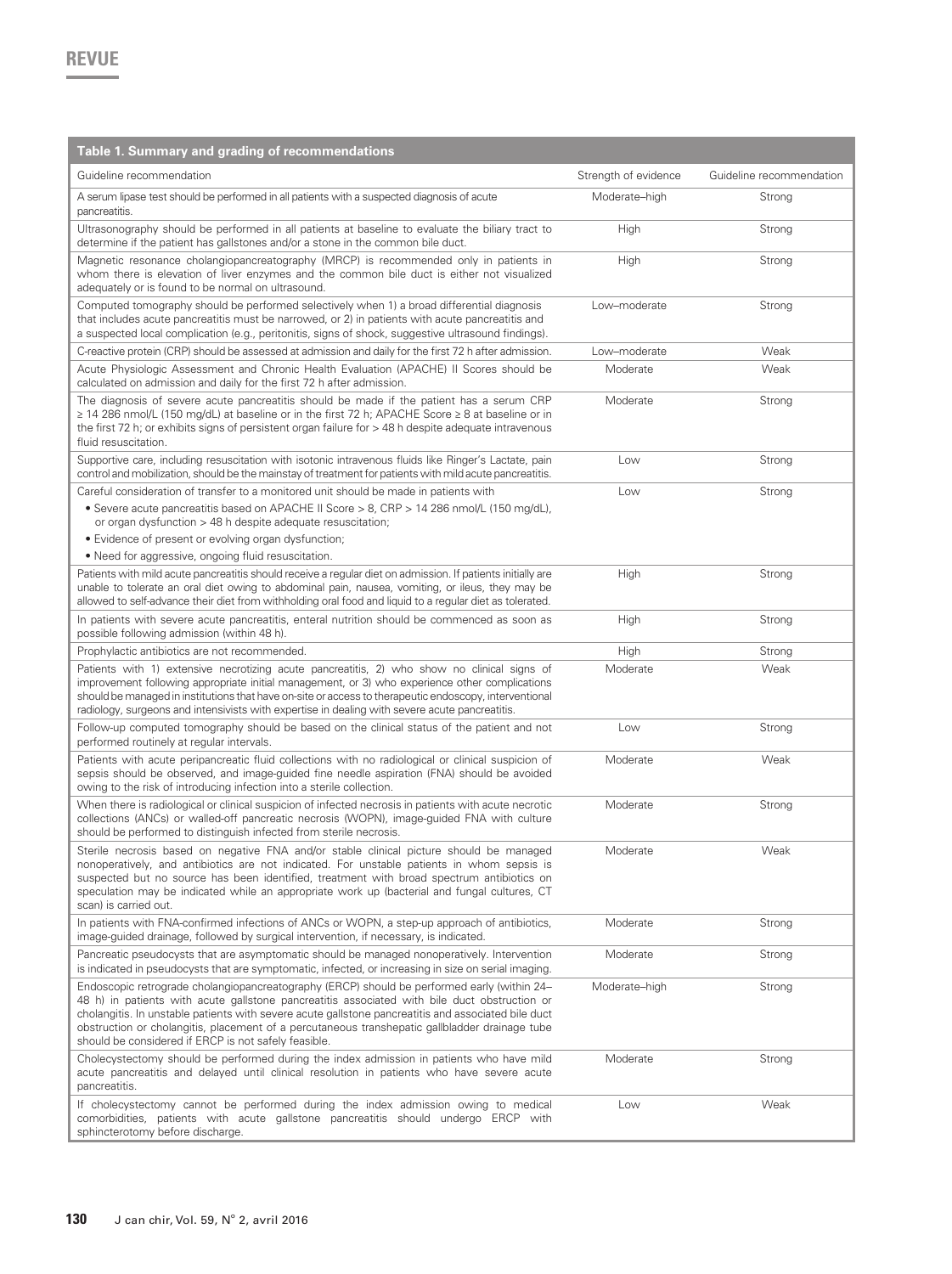| Table 1. Summary and grading of recommendations | | |
|---|---|---|
| Guideline recommendation | Strength of evidence | Guideline recommendation |
| A serum lipase test should be performed in all patients with a suspected diagnosis of acute pancreatitis. | Moderate–high | Strong |
| Ultrasonography should be performed in all patients at baseline to evaluate the biliary tract to determine if the patient has gallstones and/or a stone in the common bile duct. | High | Strong |
| Magnetic resonance cholangiopancreatography (MRCP) is recommended only in patients in whom there is elevation of liver enzymes and the common bile duct is either not visualized adequately or is found to be normal on ultrasound. | High | Strong |
| Computed tomography should be performed selectively when 1) a broad differential diagnosis that includes acute pancreatitis must be narrowed, or 2) in patients with acute pancreatitis and a suspected local complication (e.g., peritonitis, signs of shock, suggestive ultrasound findings). | Low–moderate | Strong |
| C-reactive protein (CRP) should be assessed at admission and daily for the first 72 h after admission. | Low–moderate | Weak |
| Acute Physiologic Assessment and Chronic Health Evaluation (APACHE) II Scores should be calculated on admission and daily for the first 72 h after admission. | Moderate | Weak |
| The diagnosis of severe acute pancreatitis should be made if the patient has a serum CRP ≥ 14 286 nmol/L (150 mg/dL) at baseline or in the first 72 h; APACHE Score ≥ 8 at baseline or in the first 72 h; or exhibits signs of persistent organ failure for > 48 h despite adequate intravenous fluid resuscitation. | Moderate | Strong |
| Supportive care, including resuscitation with isotonic intravenous fluids like Ringer's Lactate, pain control and mobilization, should be the mainstay of treatment for patients with mild acute pancreatitis. | Low | Strong |
| Careful consideration of transfer to a monitored unit should be made in patients with<br>• Severe acute pancreatitis based on APACHE II Score > 8, CRP > 14 286 nmol/L (150 mg/dL), or organ dysfunction > 48 h despite adequate resuscitation;<br>• Evidence of present or evolving organ dysfunction;<br>• Need for aggressive, ongoing fluid resuscitation. | Low | Strong |
| Patients with mild acute pancreatitis should receive a regular diet on admission. If patients initially are unable to tolerate an oral diet owing to abdominal pain, nausea, vomiting, or ileus, they may be allowed to self-advance their diet from withholding oral food and liquid to a regular diet as tolerated. | High | Strong |
| In patients with severe acute pancreatitis, enteral nutrition should be commenced as soon as possible following admission (within 48 h). | High | Strong |
| Prophylactic antibiotics are not recommended. | High | Strong |
| Patients with 1) extensive necrotizing acute pancreatitis, 2) who show no clinical signs of improvement following appropriate initial management, or 3) who experience other complications should be managed in institutions that have on-site or access to therapeutic endoscopy, interventional radiology, surgeons and intensivists with expertise in dealing with severe acute pancreatitis. | Moderate | Weak |
| Follow-up computed tomography should be based on the clinical status of the patient and not performed routinely at regular intervals. | Low | Strong |
| Patients with acute peripancreatic fluid collections with no radiological or clinical suspicion of sepsis should be observed, and image-guided fine needle aspiration (FNA) should be avoided owing to the risk of introducing infection into a sterile collection. | Moderate | Weak |
| When there is radiological or clinical suspicion of infected necrosis in patients with acute necrotic collections (ANCs) or walled-off pancreatic necrosis (WOPN), image-guided FNA with culture should be performed to distinguish infected from sterile necrosis. | Moderate | Strong |
| Sterile necrosis based on negative FNA and/or stable clinical picture should be managed nonoperatively, and antibiotics are not indicated. For unstable patients in whom sepsis is suspected but no source has been identified, treatment with broad spectrum antibiotics on speculation may be indicated while an appropriate work up (bacterial and fungal cultures, CT scan) is carried out. | Moderate | Weak |
| In patients with FNA-confirmed infections of ANCs or WOPN, a step-up approach of antibiotics, image-guided drainage, followed by surgical intervention, if necessary, is indicated. | Moderate | Strong |
| Pancreatic pseudocysts that are asymptomatic should be managed nonoperatively. Intervention is indicated in pseudocysts that are symptomatic, infected, or increasing in size on serial imaging. | Moderate | Strong |
| Endoscopic retrograde cholangiopancreatography (ERCP) should be performed early (within 24–48 h) in patients with acute gallstone pancreatitis associated with bile duct obstruction or cholangitis. In unstable patients with severe acute gallstone pancreatitis and associated bile duct obstruction or cholangitis, placement of a percutaneous transhepatic gallbladder drainage tube should be considered if ERCP is not safely feasible. | Moderate–high | Strong |
| Cholecystectomy should be performed during the index admission in patients who have mild acute pancreatitis and delayed until clinical resolution in patients who have severe acute pancreatitis. | Moderate | Strong |
| If cholecystectomy cannot be performed during the index admission owing to medical comorbidities, patients with acute gallstone pancreatitis should undergo ERCP with sphincterotomy before discharge. | Low | Weak |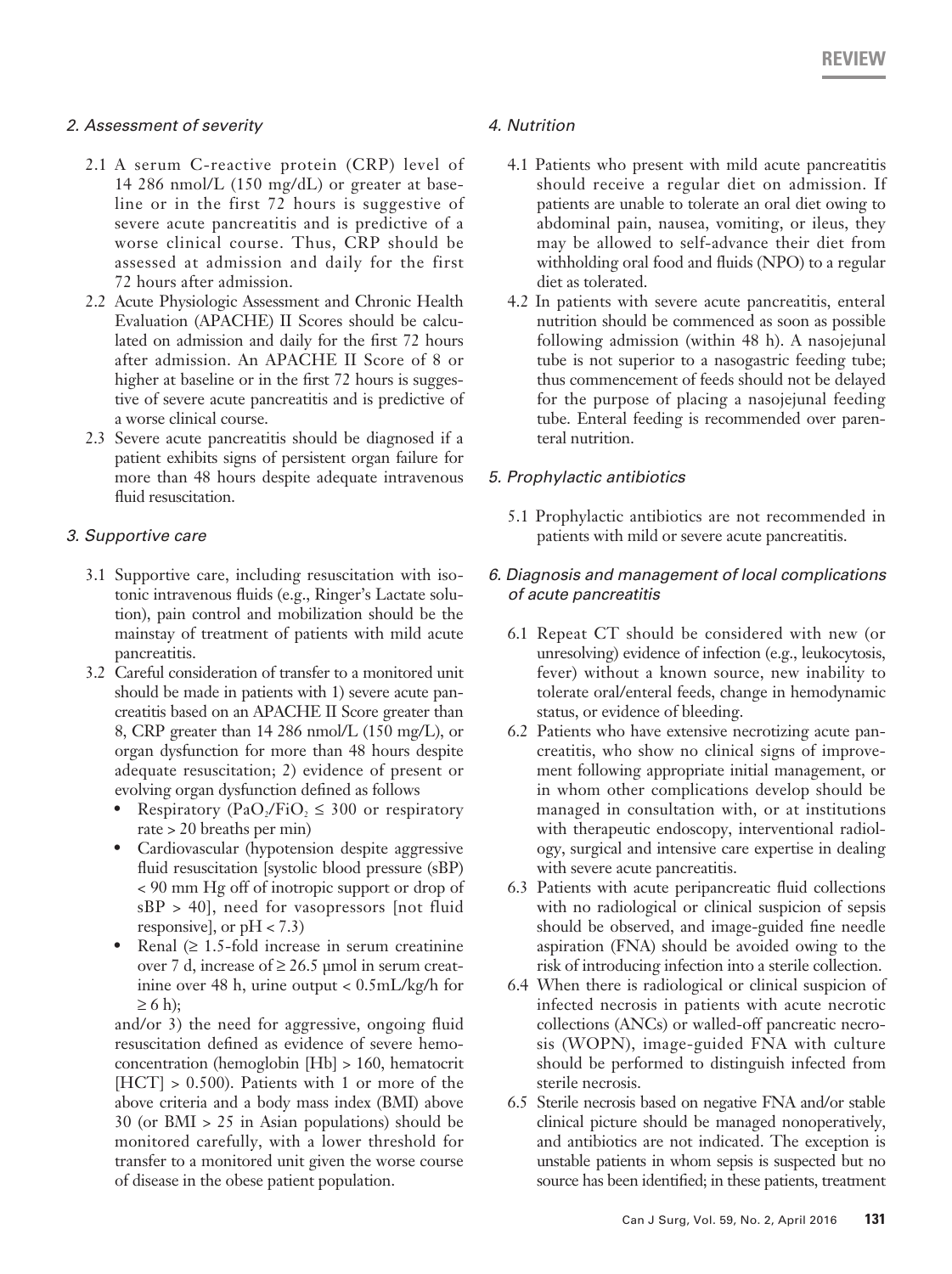### *2. Assessment of severity*

2.1 A serum C-reactive protein (CRP) level of 14 286 nmol/L (150 mg/dL) or greater at baseline or in the first 72 hours is suggestive of severe acute pancreatitis and is predictive of a worse clinical course. Thus, CRP should be assessed at admission and daily for the first 72 hours after admission.

2.2 Acute Physiologic Assessment and Chronic Health Evaluation (APACHE) II Scores should be calculated on admission and daily for the first 72 hours after admission. An APACHE II Score of 8 or higher at baseline or in the first 72 hours is suggestive of severe acute pancreatitis and is predictive of a worse clinical course.

2.3 Severe acute pancreatitis should be diagnosed if a patient exhibits signs of persistent organ failure for more than 48 hours despite adequate intravenous fluid resuscitation.

### *3. Supportive care*

3.1 Supportive care, including resuscitation with isotonic intravenous fluids (e.g., Ringer's Lactate solution), pain control and mobilization should be the mainstay of treatment of patients with mild acute pancreatitis.

3.2 Careful consideration of transfer to a monitored unit should be made in patients with 1) severe acute pancreatitis based on an APACHE II Score greater than 8, CRP greater than 14 286 nmol/L (150 mg/L), or organ dysfunction for more than 48 hours despite adequate resuscitation; 2) evidence of present or evolving organ dysfunction defined as follows

- Respiratory ($PaO_2/FiO_2 \leq 300$ or respiratory rate > 20 breaths per min)
- Cardiovascular (hypotension despite aggressive fluid resuscitation [systolic blood pressure (sBP) < 90 mm Hg off of inotropic support or drop of sBP > 40], need for vasopressors [not fluid responsive], or pH < 7.3)
- Renal (≥ 1.5-fold increase in serum creatinine over 7 d, increase of ≥ 26.5 μmol in serum creatinine over 48 h, urine output < 0.5mL/kg/h for ≥ 6 h);

and/or 3) the need for aggressive, ongoing fluid resuscitation defined as evidence of severe hemoconcentration (hemoglobin [Hb] > 160, hematocrit [HCT] > 0.500). Patients with 1 or more of the above criteria and a body mass index (BMI) above 30 (or BMI > 25 in Asian populations) should be monitored carefully, with a lower threshold for transfer to a monitored unit given the worse course of disease in the obese patient population.

### *4. Nutrition*

4.1 Patients who present with mild acute pancreatitis should receive a regular diet on admission. If patients are unable to tolerate an oral diet owing to abdominal pain, nausea, vomiting, or ileus, they may be allowed to self-advance their diet from withholding oral food and fluids (NPO) to a regular diet as tolerated.

4.2 In patients with severe acute pancreatitis, enteral nutrition should be commenced as soon as possible following admission (within 48 h). A nasojejunal tube is not superior to a nasogastric feeding tube; thus commencement of feeds should not be delayed for the purpose of placing a nasojejunal feeding tube. Enteral feeding is recommended over parenteral nutrition.

### *5. Prophylactic antibiotics*

5.1 Prophylactic antibiotics are not recommended in patients with mild or severe acute pancreatitis.

### *6. Diagnosis and management of local complications of acute pancreatitis*

6.1 Repeat CT should be considered with new (or unresolving) evidence of infection (e.g., leukocytosis, fever) without a known source, new inability to tolerate oral/enteral feeds, change in hemodynamic status, or evidence of bleeding.

6.2 Patients who have extensive necrotizing acute pancreatitis, who show no clinical signs of improvement following appropriate initial management, or in whom other complications develop should be managed in consultation with, or at institutions with therapeutic endoscopy, interventional radiology, surgical and intensive care expertise in dealing with severe acute pancreatitis.

6.3 Patients with acute peripancreatic fluid collections with no radiological or clinical suspicion of sepsis should be observed, and image-guided fine needle aspiration (FNA) should be avoided owing to the risk of introducing infection into a sterile collection.

6.4 When there is radiological or clinical suspicion of infected necrosis in patients with acute necrotic collections (ANCs) or walled-off pancreatic necrosis (WOPN), image-guided FNA with culture should be performed to distinguish infected from sterile necrosis.

6.5 Sterile necrosis based on negative FNA and/or stable clinical picture should be managed nonoperatively, and antibiotics are not indicated. The exception is unstable patients in whom sepsis is suspected but no source has been identified; in these patients, treatment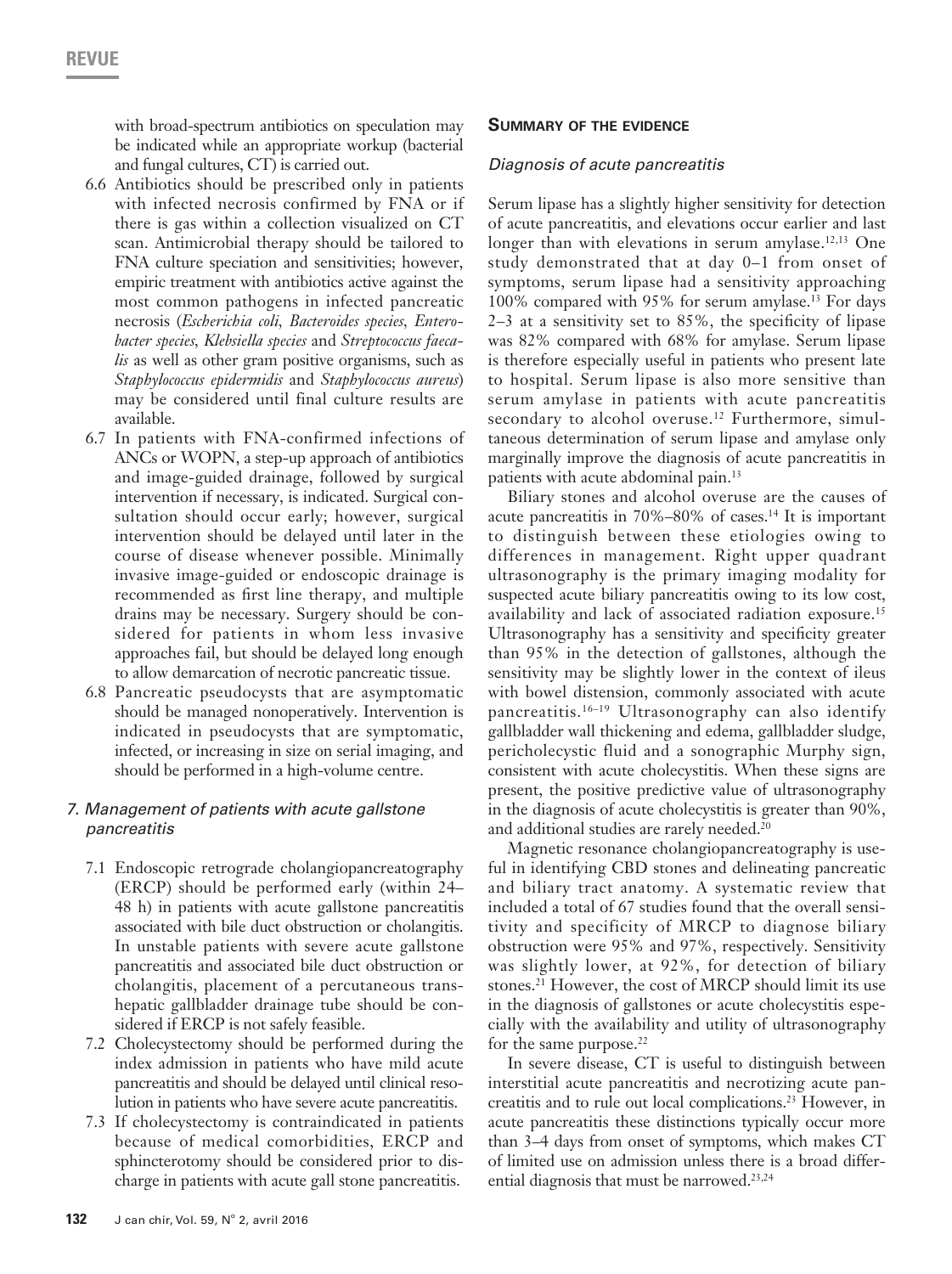with broad-spectrum antibiotics on speculation may be indicated while an appropriate workup (bacterial and fungal cultures, CT) is carried out.

6.6 Antibiotics should be prescribed only in patients with infected necrosis confirmed by FNA or if there is gas within a collection visualized on CT scan. Antimicrobial therapy should be tailored to FNA culture speciation and sensitivities; however, empiric treatment with antibiotics active against the most common pathogens in infected pancreatic necrosis (*Escherichia coli*, *Bacteroides species*, *Enterobacter species*, *Klebsiella species* and *Streptococcus faecalis* as well as other gram positive organisms, such as *Staphylococcus epidermidis* and *Staphylococcus aureus*) may be considered until final culture results are available.

6.7 In patients with FNA-confirmed infections of ANCs or WOPN, a step-up approach of antibiotics and image-guided drainage, followed by surgical intervention if necessary, is indicated. Surgical consultation should occur early; however, surgical intervention should be delayed until later in the course of disease whenever possible. Minimally invasive image-guided or endoscopic drainage is recommended as first line therapy, and multiple drains may be necessary. Surgery should be considered for patients in whom less invasive approaches fail, but should be delayed long enough to allow demarcation of necrotic pancreatic tissue.

6.8 Pancreatic pseudocysts that are asymptomatic should be managed nonoperatively. Intervention is indicated in pseudocysts that are symptomatic, infected, or increasing in size on serial imaging, and should be performed in a high-volume centre.

### *7. Management of patients with acute gallstone pancreatitis*

7.1 Endoscopic retrograde cholangiopancreatography (ERCP) should be performed early (within 24–48 h) in patients with acute gallstone pancreatitis associated with bile duct obstruction or cholangitis. In unstable patients with severe acute gallstone pancreatitis and associated bile duct obstruction or cholangitis, placement of a percutaneous transhepatic gallbladder drainage tube should be considered if ERCP is not safely feasible.

7.2 Cholecystectomy should be performed during the index admission in patients who have mild acute pancreatitis and should be delayed until clinical resolution in patients who have severe acute pancreatitis.

7.3 If cholecystectomy is contraindicated in patients because of medical comorbidities, ERCP and sphincterotomy should be considered prior to discharge in patients with acute gall stone pancreatitis.

## Summary of the evidence

### *Diagnosis of acute pancreatitis*

Serum lipase has a slightly higher sensitivity for detection of acute pancreatitis, and elevations occur earlier and last longer than with elevations in serum amylase.[12,13] One study demonstrated that at day 0–1 from onset of symptoms, serum lipase had a sensitivity approaching 100% compared with 95% for serum amylase.[13] For days 2–3 at a sensitivity set to 85%, the specificity of lipase was 82% compared with 68% for amylase. Serum lipase is therefore especially useful in patients who present late to hospital. Serum lipase is also more sensitive than serum amylase in patients with acute pancreatitis secondary to alcohol overuse.[12] Furthermore, simultaneous determination of serum lipase and amylase only marginally improve the diagnosis of acute pancreatitis in patients with acute abdominal pain.[13]

Biliary stones and alcohol overuse are the causes of acute pancreatitis in 70%–80% of cases.[14] It is important to distinguish between these etiologies owing to differences in management. Right upper quadrant ultrasonography is the primary imaging modality for suspected acute biliary pancreatitis owing to its low cost, availability and lack of associated radiation exposure.[15] Ultrasonography has a sensitivity and specificity greater than 95% in the detection of gallstones, although the sensitivity may be slightly lower in the context of ileus with bowel distension, commonly associated with acute pancreatitis.[16–19] Ultrasonography can also identify gallbladder wall thickening and edema, gallbladder sludge, pericholecystic fluid and a sonographic Murphy sign, consistent with acute cholecystitis. When these signs are present, the positive predictive value of ultrasonography in the diagnosis of acute cholecystitis is greater than 90%, and additional studies are rarely needed.[20]

Magnetic resonance cholangiopancreatography is useful in identifying CBD stones and delineating pancreatic and biliary tract anatomy. A systematic review that included a total of 67 studies found that the overall sensitivity and specificity of MRCP to diagnose biliary obstruction were 95% and 97%, respectively. Sensitivity was slightly lower, at 92%, for detection of biliary stones.[21] However, the cost of MRCP should limit its use in the diagnosis of gallstones or acute cholecystitis especially with the availability and utility of ultrasonography for the same purpose.[22]

In severe disease, CT is useful to distinguish between interstitial acute pancreatitis and necrotizing acute pancreatitis and to rule out local complications.[23] However, in acute pancreatitis these distinctions typically occur more than 3–4 days from onset of symptoms, which makes CT of limited use on admission unless there is a broad differential diagnosis that must be narrowed.[23,24]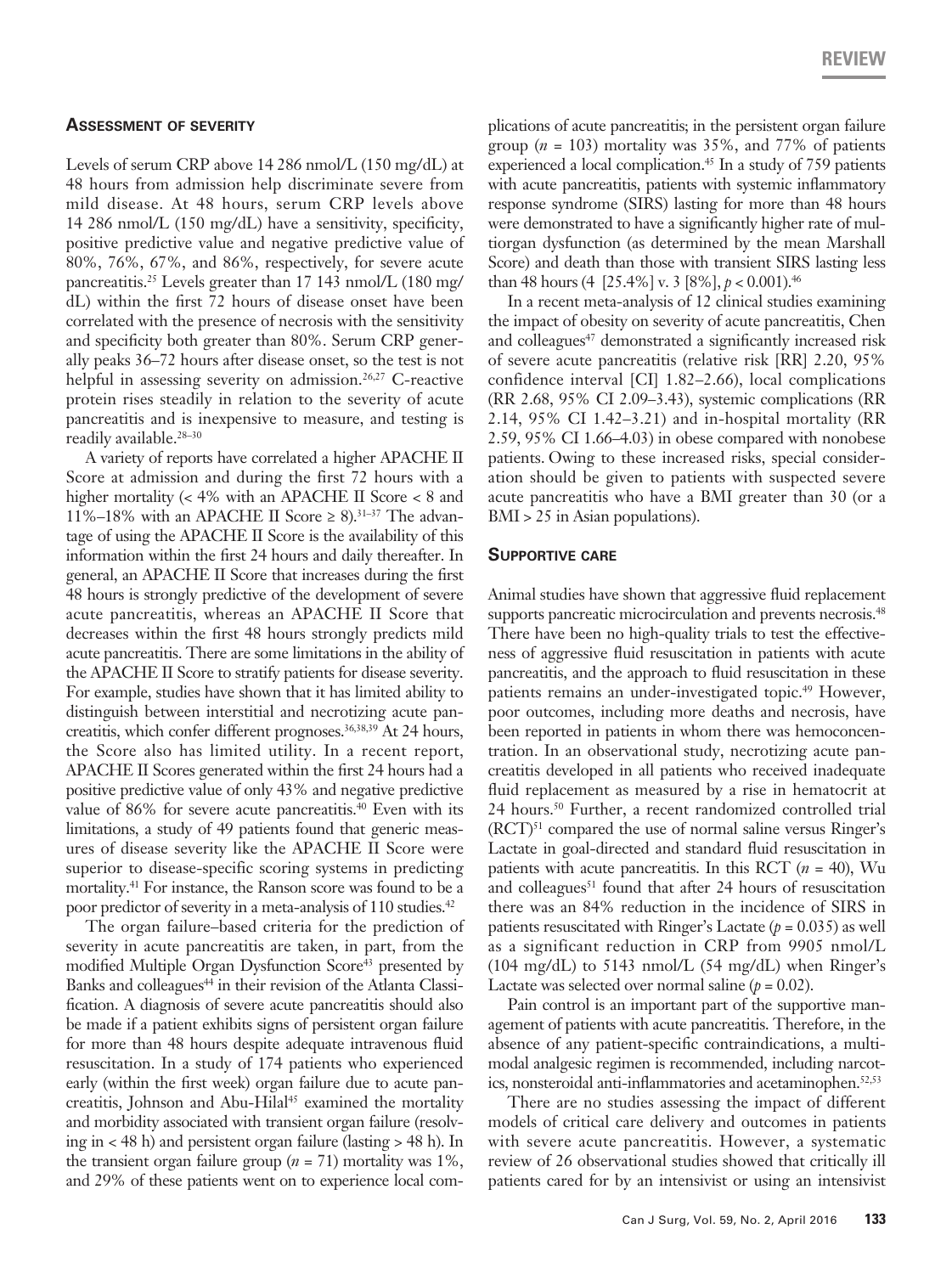### Assessment of severity

Levels of serum CRP above 14 286 nmol/L (150 mg/dL) at 48 hours from admission help discriminate severe from mild disease. At 48 hours, serum CRP levels above 14 286 nmol/L (150 mg/dL) have a sensitivity, specificity, positive predictive value and negative predictive value of 80%, 76%, 67%, and 86%, respectively, for severe acute pancreatitis.[25] Levels greater than 17 143 nmol/L (180 mg/dL) within the first 72 hours of disease onset have been correlated with the presence of necrosis with the sensitivity and specificity both greater than 80%. Serum CRP generally peaks 36–72 hours after disease onset, so the test is not helpful in assessing severity on admission.[26,27] C-reactive protein rises steadily in relation to the severity of acute pancreatitis and is inexpensive to measure, and testing is readily available.[28–30]

A variety of reports have correlated a higher APACHE II Score at admission and during the first 72 hours with a higher mortality (< 4% with an APACHE II Score < 8 and 11%–18% with an APACHE II Score ≥ 8).[31–37] The advantage of using the APACHE II Score is the availability of this information within the first 24 hours and daily thereafter. In general, an APACHE II Score that increases during the first 48 hours is strongly predictive of the development of severe acute pancreatitis, whereas an APACHE II Score that decreases within the first 48 hours strongly predicts mild acute pancreatitis. There are some limitations in the ability of the APACHE II Score to stratify patients for disease severity. For example, studies have shown that it has limited ability to distinguish between interstitial and necrotizing acute pancreatitis, which confer different prognoses.[36,38,39] At 24 hours, the Score also has limited utility. In a recent report, APACHE II Scores generated within the first 24 hours had a positive predictive value of only 43% and negative predictive value of 86% for severe acute pancreatitis.[40] Even with its limitations, a study of 49 patients found that generic measures of disease severity like the APACHE II Score were superior to disease-specific scoring systems in predicting mortality.[41] For instance, the Ranson score was found to be a poor predictor of severity in a meta-analysis of 110 studies.[42]

The organ failure–based criteria for the prediction of severity in acute pancreatitis are taken, in part, from the modified Multiple Organ Dysfunction Score[43] presented by Banks and colleagues[44] in their revision of the Atlanta Classification. A diagnosis of severe acute pancreatitis should also be made if a patient exhibits signs of persistent organ failure for more than 48 hours despite adequate intravenous fluid resuscitation. In a study of 174 patients who experienced early (within the first week) organ failure due to acute pancreatitis, Johnson and Abu-Hilal[45] examined the mortality and morbidity associated with transient organ failure (resolving in < 48 h) and persistent organ failure (lasting > 48 h). In the transient organ failure group ($n$ = 71) mortality was 1%, and 29% of these patients went on to experience local complications of acute pancreatitis; in the persistent organ failure group ($n$ = 103) mortality was 35%, and 77% of patients experienced a local complication.[45] In a study of 759 patients with acute pancreatitis, patients with systemic inflammatory response syndrome (SIRS) lasting for more than 48 hours were demonstrated to have a significantly higher rate of multiorgan dysfunction (as determined by the mean Marshall Score) and death than those with transient SIRS lasting less than 48 hours (4 [25.4%] v. 3 [8%], $p$ < 0.001).[46]

In a recent meta-analysis of 12 clinical studies examining the impact of obesity on severity of acute pancreatitis, Chen and colleagues[47] demonstrated a significantly increased risk of severe acute pancreatitis (relative risk [RR] 2.20, 95% confidence interval [CI] 1.82–2.66), local complications (RR 2.68, 95% CI 2.09–3.43), systemic complications (RR 2.14, 95% CI 1.42–3.21) and in-hospital mortality (RR 2.59, 95% CI 1.66–4.03) in obese compared with nonobese patients. Owing to these increased risks, special consideration should be given to patients with suspected severe acute pancreatitis who have a BMI greater than 30 (or a BMI > 25 in Asian populations).

### Supportive care

Animal studies have shown that aggressive fluid replacement supports pancreatic microcirculation and prevents necrosis.[48] There have been no high-quality trials to test the effectiveness of aggressive fluid resuscitation in patients with acute pancreatitis, and the approach to fluid resuscitation in these patients remains an under-investigated topic.[49] However, poor outcomes, including more deaths and necrosis, have been reported in patients in whom there was hemoconcentration. In an observational study, necrotizing acute pancreatitis developed in all patients who received inadequate fluid replacement as measured by a rise in hematocrit at 24 hours.[50] Further, a recent randomized controlled trial (RCT)[51] compared the use of normal saline versus Ringer's Lactate in goal-directed and standard fluid resuscitation in patients with acute pancreatitis. In this RCT ($n$ = 40), Wu and colleagues[51] found that after 24 hours of resuscitation there was an 84% reduction in the incidence of SIRS in patients resuscitated with Ringer's Lactate ($p$ = 0.035) as well as a significant reduction in CRP from 9905 nmol/L (104 mg/dL) to 5143 nmol/L (54 mg/dL) when Ringer's Lactate was selected over normal saline ($p$ = 0.02).

Pain control is an important part of the supportive management of patients with acute pancreatitis. Therefore, in the absence of any patient-specific contraindications, a multimodal analgesic regimen is recommended, including narcotics, nonsteroidal anti-inflammatories and acetaminophen.[52,53]

There are no studies assessing the impact of different models of critical care delivery and outcomes in patients with severe acute pancreatitis. However, a systematic review of 26 observational studies showed that critically ill patients cared for by an intensivist or using an intensivist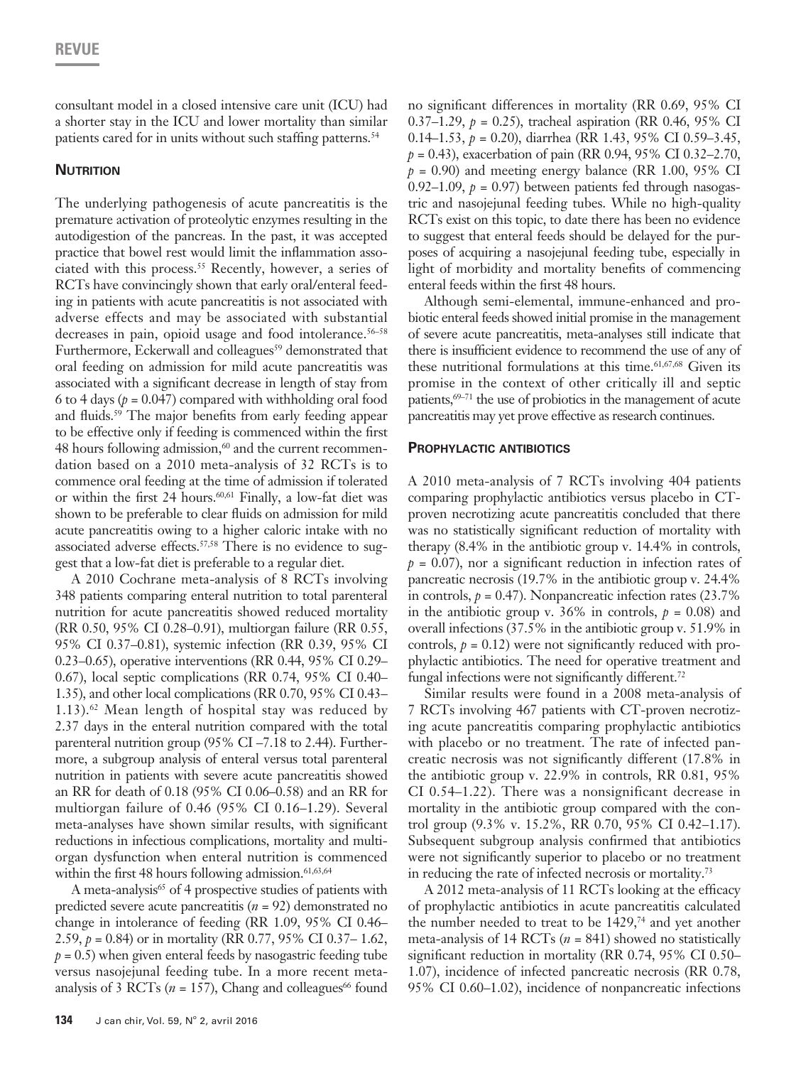consultant model in a closed intensive care unit (ICU) had a shorter stay in the ICU and lower mortality than similar patients cared for in units without such staffing patterns.[54]

## Nutrition

The underlying pathogenesis of acute pancreatitis is the premature activation of proteolytic enzymes resulting in the autodigestion of the pancreas. In the past, it was accepted practice that bowel rest would limit the inflammation associated with this process.[55] Recently, however, a series of RCTs have convincingly shown that early oral/enteral feeding in patients with acute pancreatitis is not associated with adverse effects and may be associated with substantial decreases in pain, opioid usage and food intolerance.[56–58] Furthermore, Eckerwall and colleagues[59] demonstrated that oral feeding on admission for mild acute pancreatitis was associated with a significant decrease in length of stay from 6 to 4 days ($p$ = 0.047) compared with withholding oral food and fluids.[59] The major benefits from early feeding appear to be effective only if feeding is commenced within the first 48 hours following admission,[60] and the current recommendation based on a 2010 meta-analysis of 32 RCTs is to commence oral feeding at the time of admission if tolerated or within the first 24 hours.[60,61] Finally, a low-fat diet was shown to be preferable to clear fluids on admission for mild acute pancreatitis owing to a higher caloric intake with no associated adverse effects.[57,58] There is no evidence to suggest that a low-fat diet is preferable to a regular diet.

A 2010 Cochrane meta-analysis of 8 RCTs involving 348 patients comparing enteral nutrition to total parenteral nutrition for acute pancreatitis showed reduced mortality (RR 0.50, 95% CI 0.28–0.91), multiorgan failure (RR 0.55, 95% CI 0.37–0.81), systemic infection (RR 0.39, 95% CI 0.23–0.65), operative interventions (RR 0.44, 95% CI 0.29–0.67), local septic complications (RR 0.74, 95% CI 0.40–1.35), and other local complications (RR 0.70, 95% CI 0.43–1.13).[62] Mean length of hospital stay was reduced by 2.37 days in the enteral nutrition compared with the total parenteral nutrition group (95% CI –7.18 to 2.44). Furthermore, a subgroup analysis of enteral versus total parenteral nutrition in patients with severe acute pancreatitis showed an RR for death of 0.18 (95% CI 0.06–0.58) and an RR for multiorgan failure of 0.46 (95% CI 0.16–1.29). Several meta-analyses have shown similar results, with significant reductions in infectious complications, mortality and multiorgan dysfunction when enteral nutrition is commenced within the first 48 hours following admission.[61,63,64]

A meta-analysis[65] of 4 prospective studies of patients with predicted severe acute pancreatitis ($n$ = 92) demonstrated no change in intolerance of feeding (RR 1.09, 95% CI 0.46–2.59, $p$ = 0.84) or in mortality (RR 0.77, 95% CI 0.37– 1.62, $p$ = 0.5) when given enteral feeds by nasogastric feeding tube versus nasojejunal feeding tube. In a more recent meta-analysis of 3 RCTs ($n$ = 157), Chang and colleagues[66] found no significant differences in mortality (RR 0.69, 95% CI 0.37–1.29, $p$ = 0.25), tracheal aspiration (RR 0.46, 95% CI 0.14–1.53, $p$ = 0.20), diarrhea (RR 1.43, 95% CI 0.59–3.45, $p$ = 0.43), exacerbation of pain (RR 0.94, 95% CI 0.32–2.70, $p$ = 0.90) and meeting energy balance (RR 1.00, 95% CI 0.92–1.09, $p$ = 0.97) between patients fed through nasogastric and nasojejunal feeding tubes. While no high-quality RCTs exist on this topic, to date there has been no evidence to suggest that enteral feeds should be delayed for the purposes of acquiring a nasojejunal feeding tube, especially in light of morbidity and mortality benefits of commencing enteral feeds within the first 48 hours.

Although semi-elemental, immune-enhanced and probiotic enteral feeds showed initial promise in the management of severe acute pancreatitis, meta-analyses still indicate that there is insufficient evidence to recommend the use of any of these nutritional formulations at this time.[61,67,68] Given its promise in the context of other critically ill and septic patients,[69–71] the use of probiotics in the management of acute pancreatitis may yet prove effective as research continues.

## Prophylactic antibiotics

A 2010 meta-analysis of 7 RCTs involving 404 patients comparing prophylactic antibiotics versus placebo in CT-proven necrotizing acute pancreatitis concluded that there was no statistically significant reduction of mortality with therapy (8.4% in the antibiotic group v. 14.4% in controls, $p$ = 0.07), nor a significant reduction in infection rates of pancreatic necrosis (19.7% in the antibiotic group v. 24.4% in controls, $p$ = 0.47). Nonpancreatic infection rates (23.7% in the antibiotic group v. 36% in controls, $p$ = 0.08) and overall infections (37.5% in the antibiotic group v. 51.9% in controls, $p$ = 0.12) were not significantly reduced with prophylactic antibiotics. The need for operative treatment and fungal infections were not significantly different.[72]

Similar results were found in a 2008 meta-analysis of 7 RCTs involving 467 patients with CT-proven necrotizing acute pancreatitis comparing prophylactic antibiotics with placebo or no treatment. The rate of infected pancreatic necrosis was not significantly different (17.8% in the antibiotic group v. 22.9% in controls, RR 0.81, 95% CI 0.54–1.22). There was a nonsignificant decrease in mortality in the antibiotic group compared with the control group (9.3% v. 15.2%, RR 0.70, 95% CI 0.42–1.17). Subsequent subgroup analysis confirmed that antibiotics were not significantly superior to placebo or no treatment in reducing the rate of infected necrosis or mortality.[73]

A 2012 meta-analysis of 11 RCTs looking at the efficacy of prophylactic antibiotics in acute pancreatitis calculated the number needed to treat to be 1429,[74] and yet another meta-analysis of 14 RCTs ($n$ = 841) showed no statistically significant reduction in mortality (RR 0.74, 95% CI 0.50–1.07), incidence of infected pancreatic necrosis (RR 0.78, 95% CI 0.60–1.02), incidence of nonpancreatic infections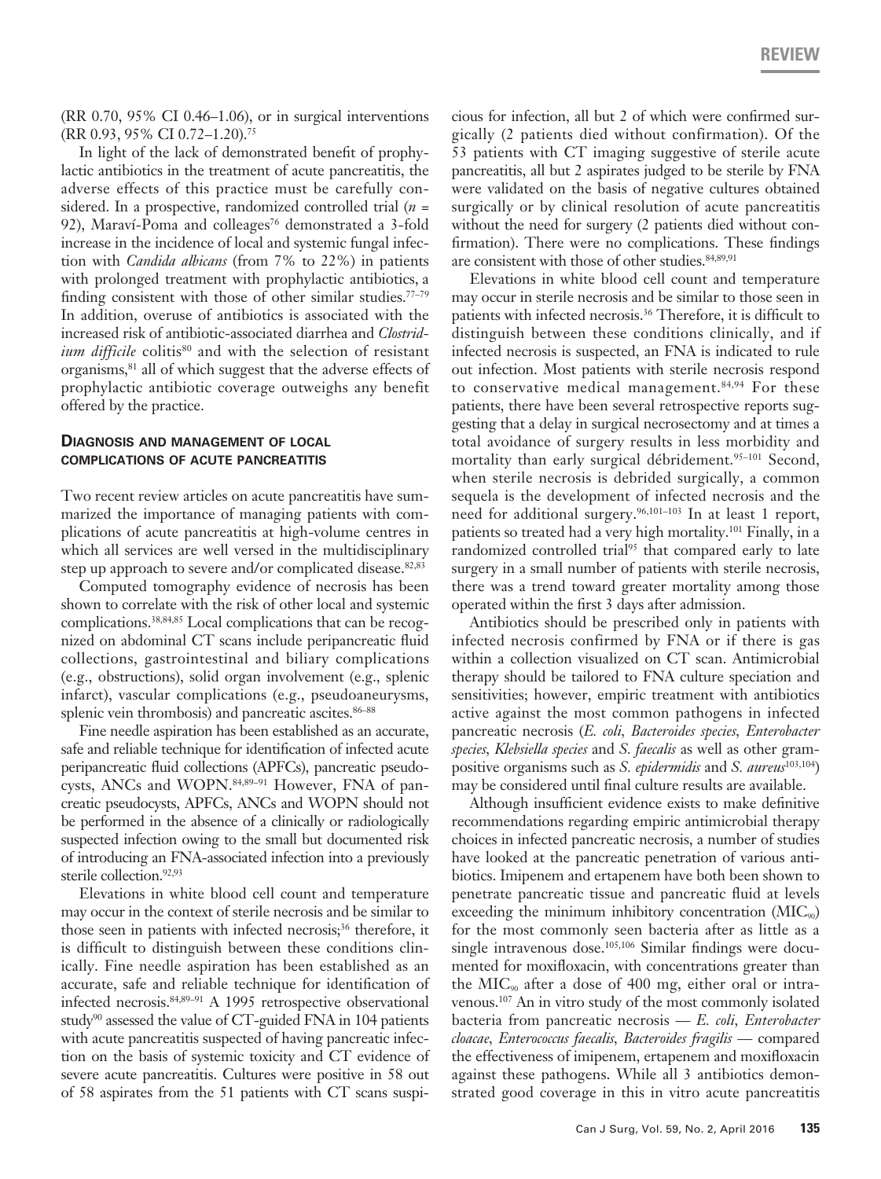(RR 0.70, 95% CI 0.46–1.06), or in surgical interventions (RR 0.93, 95% CI 0.72–1.20).[75]

In light of the lack of demonstrated benefit of prophylactic antibiotics in the treatment of acute pancreatitis, the adverse effects of this practice must be carefully considered. In a prospective, randomized controlled trial ($n$ = 92), Maraví-Poma and colleagues[76] demonstrated a 3-fold increase in the incidence of local and systemic fungal infection with *Candida albicans* (from 7% to 22%) in patients with prolonged treatment with prophylactic antibiotics, a finding consistent with those of other similar studies.[77–79] In addition, overuse of antibiotics is associated with the increased risk of antibiotic-associated diarrhea and *Clostridium difficile* colitis[80] and with the selection of resistant organisms,[81] all of which suggest that the adverse effects of prophylactic antibiotic coverage outweighs any benefit offered by the practice.

## Diagnosis and management of local complications of acute pancreatitis

Two recent review articles on acute pancreatitis have summarized the importance of managing patients with complications of acute pancreatitis at high-volume centres in which all services are well versed in the multidisciplinary step up approach to severe and/or complicated disease.[82,83]

Computed tomography evidence of necrosis has been shown to correlate with the risk of other local and systemic complications.[38,84,85] Local complications that can be recognized on abdominal CT scans include peripancreatic fluid collections, gastrointestinal and biliary complications (e.g., obstructions), solid organ involvement (e.g., splenic infarct), vascular complications (e.g., pseudoaneurysms, splenic vein thrombosis) and pancreatic ascites.[86–88]

Fine needle aspiration has been established as an accurate, safe and reliable technique for identification of infected acute peripancreatic fluid collections (APFCs), pancreatic pseudocysts, ANCs and WOPN.[84,89–91] However, FNA of pancreatic pseudocysts, APFCs, ANCs and WOPN should not be performed in the absence of a clinically or radiologically suspected infection owing to the small but documented risk of introducing an FNA-associated infection into a previously sterile collection.[92,93]

Elevations in white blood cell count and temperature may occur in the context of sterile necrosis and be similar to those seen in patients with infected necrosis;[36] therefore, it is difficult to distinguish between these conditions clinically. Fine needle aspiration has been established as an accurate, safe and reliable technique for identification of infected necrosis.[84,89–91] A 1995 retrospective observational study[90] assessed the value of CT-guided FNA in 104 patients with acute pancreatitis suspected of having pancreatic infection on the basis of systemic toxicity and CT evidence of severe acute pancreatitis. Cultures were positive in 58 out of 58 aspirates from the 51 patients with CT scans suspicious for infection, all but 2 of which were confirmed surgically (2 patients died without confirmation). Of the 53 patients with CT imaging suggestive of sterile acute pancreatitis, all but 2 aspirates judged to be sterile by FNA were validated on the basis of negative cultures obtained surgically or by clinical resolution of acute pancreatitis without the need for surgery (2 patients died without confirmation). There were no complications. These findings are consistent with those of other studies.[84,89,91]

Elevations in white blood cell count and temperature may occur in sterile necrosis and be similar to those seen in patients with infected necrosis.[36] Therefore, it is difficult to distinguish between these conditions clinically, and if infected necrosis is suspected, an FNA is indicated to rule out infection. Most patients with sterile necrosis respond to conservative medical management.[84,94] For these patients, there have been several retrospective reports suggesting that a delay in surgical necrosectomy and at times a total avoidance of surgery results in less morbidity and mortality than early surgical débridement.[95–101] Second, when sterile necrosis is debrided surgically, a common sequela is the development of infected necrosis and the need for additional surgery.[96,101–103] In at least 1 report, patients so treated had a very high mortality.[101] Finally, in a randomized controlled trial[95] that compared early to late surgery in a small number of patients with sterile necrosis, there was a trend toward greater mortality among those operated within the first 3 days after admission.

Antibiotics should be prescribed only in patients with infected necrosis confirmed by FNA or if there is gas within a collection visualized on CT scan. Antimicrobial therapy should be tailored to FNA culture speciation and sensitivities; however, empiric treatment with antibiotics active against the most common pathogens in infected pancreatic necrosis (*E. coli*, *Bacteroides species*, *Enterobacter species*, *Klebsiella species* and *S. faecalis* as well as other gram-positive organisms such as *S. epidermidis* and *S. aureus*[103,104]) may be considered until final culture results are available.

Although insufficient evidence exists to make definitive recommendations regarding empiric antimicrobial therapy choices in infected pancreatic necrosis, a number of studies have looked at the pancreatic penetration of various antibiotics. Imipenem and ertapenem have both been shown to penetrate pancreatic tissue and pancreatic fluid at levels exceeding the minimum inhibitory concentration ($MIC_{90}$) for the most commonly seen bacteria after as little as a single intravenous dose.[105,106] Similar findings were documented for moxifloxacin, with concentrations greater than the $MIC_{90}$ after a dose of 400 mg, either oral or intravenous.[107] An in vitro study of the most commonly isolated bacteria from pancreatic necrosis — *E. coli*, *Enterobacter cloacae*, *Enterococcus faecalis*, *Bacteroides fragilis* — compared the effectiveness of imipenem, ertapenem and moxifloxacin against these pathogens. While all 3 antibiotics demonstrated good coverage in this in vitro acute pancreatitis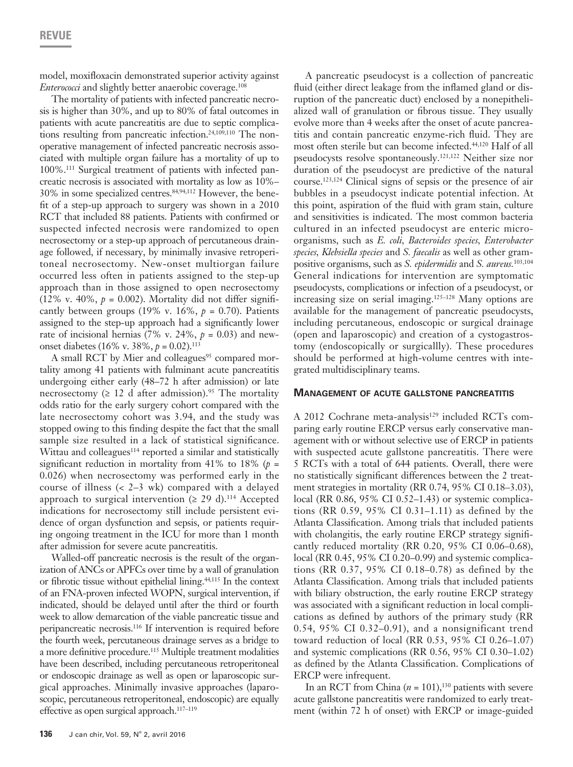model, moxifloxacin demonstrated superior activity against *Enterococci* and slightly better anaerobic coverage.[108]

The mortality of patients with infected pancreatic necrosis is higher than 30%, and up to 80% of fatal outcomes in patients with acute pancreatitis are due to septic complications resulting from pancreatic infection.[24,109,110] The nonoperative management of infected pancreatic necrosis associated with multiple organ failure has a mortality of up to 100%.[111] Surgical treatment of patients with infected pancreatic necrosis is associated with mortality as low as 10%–30% in some specialized centres.[84,94,112] However, the benefit of a step-up approach to surgery was shown in a 2010 RCT that included 88 patients. Patients with confirmed or suspected infected necrosis were randomized to open necrosectomy or a step-up approach of percutaneous drainage followed, if necessary, by minimally invasive retroperitoneal necrosectomy. New-onset multiorgan failure occurred less often in patients assigned to the step-up approach than in those assigned to open necrosectomy (12% v. 40%, $p$ = 0.002). Mortality did not differ significantly between groups (19% v. 16%, $p$ = 0.70). Patients assigned to the step-up approach had a significantly lower rate of incisional hernias (7% v. 24%, $p$ = 0.03) and new-onset diabetes (16% v. 38%, $p$ = 0.02).[113]

A small RCT by Mier and colleagues[95] compared mortality among 41 patients with fulminant acute pancreatitis undergoing either early (48–72 h after admission) or late necrosectomy (≥ 12 d after admission).[95] The mortality odds ratio for the early surgery cohort compared with the late necrosectomy cohort was 3.94, and the study was stopped owing to this finding despite the fact that the small sample size resulted in a lack of statistical significance. Wittau and colleagues[114] reported a similar and statistically significant reduction in mortality from 41% to 18% ($p$ = 0.026) when necrosectomy was performed early in the course of illness (< 2–3 wk) compared with a delayed approach to surgical intervention (≥ 29 d).[114] Accepted indications for necrosectomy still include persistent evidence of organ dysfunction and sepsis, or patients requiring ongoing treatment in the ICU for more than 1 month after admission for severe acute pancreatitis.

Walled-off pancreatic necrosis is the result of the organization of ANCs or APFCs over time by a wall of granulation or fibrotic tissue without epithelial lining.[44,115] In the context of an FNA-proven infected WOPN, surgical intervention, if indicated, should be delayed until after the third or fourth week to allow demarcation of the viable pancreatic tissue and peripancreatic necrosis.[116] If intervention is required before the fourth week, percutaneous drainage serves as a bridge to a more definitive procedure.[115] Multiple treatment modalities have been described, including percutaneous retroperitoneal or endoscopic drainage as well as open or laparoscopic surgical approaches. Minimally invasive approaches (laparoscopic, percutaneous retroperitoneal, endoscopic) are equally effective as open surgical approach.[117–119]

A pancreatic pseudocyst is a collection of pancreatic fluid (either direct leakage from the inflamed gland or disruption of the pancreatic duct) enclosed by a nonepithelialized wall of granulation or fibrous tissue. They usually evolve more than 4 weeks after the onset of acute pancreatitis and contain pancreatic enzyme-rich fluid. They are most often sterile but can become infected.[44,120] Half of all pseudocysts resolve spontaneously.[121,122] Neither size nor duration of the pseudocyst are predictive of the natural course.[123,124] Clinical signs of sepsis or the presence of air bubbles in a pseudocyst indicate potential infection. At this point, aspiration of the fluid with gram stain, culture and sensitivities is indicated. The most common bacteria cultured in an infected pseudocyst are enteric microorganisms, such as *E. coli*, *Bacteroides species*, *Enterobacter species*, *Klebsiella species* and *S. faecalis* as well as other gram-positive organisms, such as *S. epidermidis* and *S. aureus*.[103,104] General indications for intervention are symptomatic pseudocysts, complications or infection of a pseudocyst, or increasing size on serial imaging.[125–128] Many options are available for the management of pancreatic pseudocysts, including percutaneous, endoscopic or surgical drainage (open and laparoscopic) and creation of a cystogastrostomy (endoscopically or surgicallly). These procedures should be performed at high-volume centres with integrated multidisciplinary teams.

## Management of acute gallstone pancreatitis

A 2012 Cochrane meta-analysis[129] included RCTs comparing early routine ERCP versus early conservative management with or without selective use of ERCP in patients with suspected acute gallstone pancreatitis. There were 5 RCTs with a total of 644 patients. Overall, there were no statistically significant differences between the 2 treatment strategies in mortality (RR 0.74, 95% CI 0.18–3.03), local (RR 0.86, 95% CI 0.52–1.43) or systemic complications (RR 0.59, 95% CI 0.31–1.11) as defined by the Atlanta Classification. Among trials that included patients with cholangitis, the early routine ERCP strategy significantly reduced mortality (RR 0.20, 95% CI 0.06–0.68), local (RR 0.45, 95% CI 0.20–0.99) and systemic complications (RR 0.37, 95% CI 0.18–0.78) as defined by the Atlanta Classification. Among trials that included patients with biliary obstruction, the early routine ERCP strategy was associated with a significant reduction in local complications as defined by authors of the primary study (RR 0.54, 95% CI 0.32–0.91), and a nonsignificant trend toward reduction of local (RR 0.53, 95% CI 0.26–1.07) and systemic complications (RR 0.56, 95% CI 0.30–1.02) as defined by the Atlanta Classification. Complications of ERCP were infrequent.

In an RCT from China ($n$ = 101),[130] patients with severe acute gallstone pancreatitis were randomized to early treatment (within 72 h of onset) with ERCP or image-guided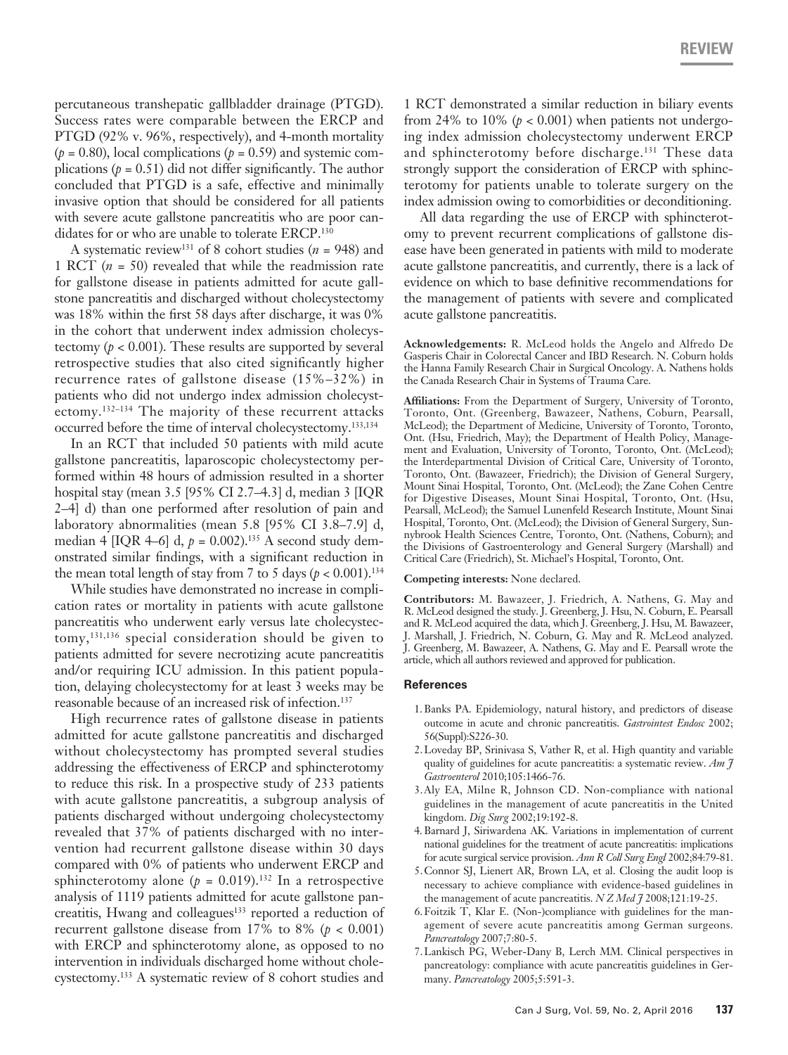percutaneous transhepatic gallbladder drainage (PTGD). Success rates were comparable between the ERCP and PTGD (92% v. 96%, respectively), and 4-month mortality ($p$ = 0.80), local complications ($p$ = 0.59) and systemic complications ($p$ = 0.51) did not differ significantly. The author concluded that PTGD is a safe, effective and minimally invasive option that should be considered for all patients with severe acute gallstone pancreatitis who are poor candidates for or who are unable to tolerate ERCP.[130]

A systematic review[131] of 8 cohort studies ($n$ = 948) and 1 RCT ($n$ = 50) revealed that while the readmission rate for gallstone disease in patients admitted for acute gallstone pancreatitis and discharged without cholecystectomy was 18% within the first 58 days after discharge, it was 0% in the cohort that underwent index admission cholecystectomy ($p$ < 0.001). These results are supported by several retrospective studies that also cited significantly higher recurrence rates of gallstone disease (15%–32%) in patients who did not undergo index admission cholecystectomy.[132–134] The majority of these recurrent attacks occurred before the time of interval cholecystectomy.[133,134]

In an RCT that included 50 patients with mild acute gallstone pancreatitis, laparoscopic cholecystectomy performed within 48 hours of admission resulted in a shorter hospital stay (mean 3.5 [95% CI 2.7–4.3] d, median 3 [IQR 2–4] d) than one performed after resolution of pain and laboratory abnormalities (mean 5.8 [95% CI 3.8–7.9] d, median 4 [IQR 4–6] d, $p$ = 0.002).[135] A second study demonstrated similar findings, with a significant reduction in the mean total length of stay from 7 to 5 days ($p$ < 0.001).[134]

While studies have demonstrated no increase in complication rates or mortality in patients with acute gallstone pancreatitis who underwent early versus late cholecystectomy,[131,136] special consideration should be given to patients admitted for severe necrotizing acute pancreatitis and/or requiring ICU admission. In this patient population, delaying cholecystectomy for at least 3 weeks may be reasonable because of an increased risk of infection.[137]

High recurrence rates of gallstone disease in patients admitted for acute gallstone pancreatitis and discharged without cholecystectomy has prompted several studies addressing the effectiveness of ERCP and sphincterotomy to reduce this risk. In a prospective study of 233 patients with acute gallstone pancreatitis, a subgroup analysis of patients discharged without undergoing cholecystectomy revealed that 37% of patients discharged with no intervention had recurrent gallstone disease within 30 days compared with 0% of patients who underwent ERCP and sphincterotomy alone ($p$ = 0.019).[132] In a retrospective analysis of 1119 patients admitted for acute gallstone pancreatitis, Hwang and colleagues[133] reported a reduction of recurrent gallstone disease from 17% to 8% ($p$ < 0.001) with ERCP and sphincterotomy alone, as opposed to no intervention in individuals discharged home without cholecystectomy.[133] A systematic review of 8 cohort studies and 1 RCT demonstrated a similar reduction in biliary events from 24% to 10% ($p$ < 0.001) when patients not undergoing index admission cholecystectomy underwent ERCP and sphincterotomy before discharge.[131] These data strongly support the consideration of ERCP with sphincterotomy for patients unable to tolerate surgery on the index admission owing to comorbidities or deconditioning.

All data regarding the use of ERCP with sphincterotomy to prevent recurrent complications of gallstone disease have been generated in patients with mild to moderate acute gallstone pancreatitis, and currently, there is a lack of evidence on which to base definitive recommendations for the management of patients with severe and complicated acute gallstone pancreatitis.

**Acknowledgements:** R. McLeod holds the Angelo and Alfredo De Gasperis Chair in Colorectal Cancer and IBD Research. N. Coburn holds the Hanna Family Research Chair in Surgical Oncology. A. Nathens holds the Canada Research Chair in Systems of Trauma Care.

**Affiliations:** From the Department of Surgery, University of Toronto, Toronto, Ont. (Greenberg, Bawazeer, Nathens, Coburn, Pearsall, McLeod); the Department of Medicine, University of Toronto, Toronto, Ont. (Hsu, Friedrich, May); the Department of Health Policy, Management and Evaluation, University of Toronto, Toronto, Ont. (McLeod); the Interdepartmental Division of Critical Care, University of Toronto, Toronto, Ont. (Bawazeer, Friedrich); the Division of General Surgery, Mount Sinai Hospital, Toronto, Ont. (McLeod); the Zane Cohen Centre for Digestive Diseases, Mount Sinai Hospital, Toronto, Ont. (Hsu, Pearsall, McLeod); the Samuel Lunenfeld Research Institute, Mount Sinai Hospital, Toronto, Ont. (McLeod); the Division of General Surgery, Sunnybrook Health Sciences Centre, Toronto, Ont. (Nathens, Coburn); and the Divisions of Gastroenterology and General Surgery (Marshall) and Critical Care (Friedrich), St. Michael's Hospital, Toronto, Ont.

**Competing interests:** None declared.

**Contributors:** M. Bawazeer, J. Friedrich, A. Nathens, G. May and R. McLeod designed the study. J. Greenberg, J. Hsu, N. Coburn, E. Pearsall and R. McLeod acquired the data, which J. Greenberg, J. Hsu, M. Bawazeer, J. Marshall, J. Friedrich, N. Coburn, G. May and R. McLeod analyzed. J. Greenberg, M. Bawazeer, A. Nathens, G. May and E. Pearsall wrote the article, which all authors reviewed and approved for publication.

## References

1. Banks PA. Epidemiology, natural history, and predictors of disease outcome in acute and chronic pancreatitis. *Gastrointest Endosc* 2002; 56(Suppl):S226-30.
2. Loveday BP, Srinivasa S, Vather R, et al. High quantity and variable quality of guidelines for acute pancreatitis: a systematic review. *Am J Gastroenterol* 2010;105:1466-76.
3. Aly EA, Milne R, Johnson CD. Non-compliance with national guidelines in the management of acute pancreatitis in the United kingdom. *Dig Surg* 2002;19:192-8.
4. Barnard J, Siriwardena AK. Variations in implementation of current national guidelines for the treatment of acute pancreatitis: implications for acute surgical service provision. *Ann R Coll Surg Engl* 2002;84:79-81.
5. Connor SJ, Lienert AR, Brown LA, et al. Closing the audit loop is necessary to achieve compliance with evidence-based guidelines in the management of acute pancreatitis. *N Z Med J* 2008;121:19-25.
6. Foitzik T, Klar E. (Non-)compliance with guidelines for the management of severe acute pancreatitis among German surgeons. *Pancreatology* 2007;7:80-5.
7. Lankisch PG, Weber-Dany B, Lerch MM. Clinical perspectives in pancreatology: compliance with acute pancreatitis guidelines in Germany. *Pancreatology* 2005;5:591-3.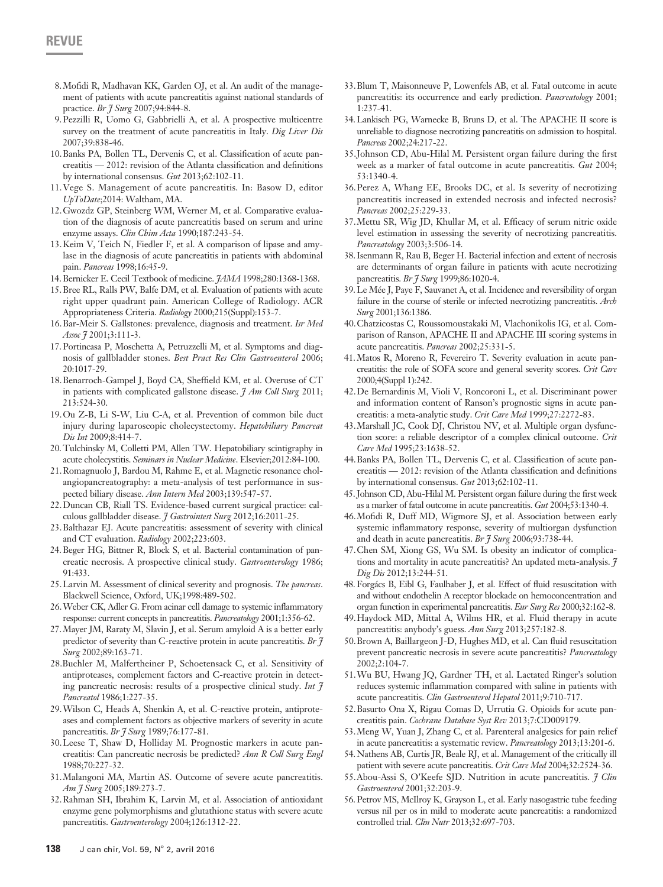8. Mofidi R, Madhavan KK, Garden OJ, et al. An audit of the management of patients with acute pancreatitis against national standards of practice. *Br J Surg* 2007;94:844-8.
9. Pezzilli R, Uomo G, Gabbrielli A, et al. A prospective multicentre survey on the treatment of acute pancreatitis in Italy. *Dig Liver Dis* 2007;39:838-46.
10. Banks PA, Bollen TL, Dervenis C, et al. Classification of acute pancreatitis — 2012: revision of the Atlanta classification and definitions by international consensus. *Gut* 2013;62:102-11.
11. Vege S. Management of acute pancreatitis. In: Basow D, editor *UpToDate*;2014: Waltham, MA.
12. Gwozdz GP, Steinberg WM, Werner M, et al. Comparative evaluation of the diagnosis of acute pancreatitis based on serum and urine enzyme assays. *Clin Chim Acta* 1990;187:243-54.
13. Keim V, Teich N, Fiedler F, et al. A comparison of lipase and amylase in the diagnosis of acute pancreatitis in patients with abdominal pain. *Pancreas* 1998;16:45-9.
14. Bernicker E. Cecil Textbook of medicine. *JAMA* 1998;280:1368-1368.
15. Bree RL, Ralls PW, Balfe DM, et al. Evaluation of patients with acute right upper quadrant pain. American College of Radiology. ACR Appropriateness Criteria. *Radiology* 2000;215(Suppl):153-7.
16. Bar-Meir S. Gallstones: prevalence, diagnosis and treatment. *Isr Med Assoc J* 2001;3:111-3.
17. Portincasa P, Moschetta A, Petruzzelli M, et al. Symptoms and diagnosis of gallbladder stones. *Best Pract Res Clin Gastroenterol* 2006; 20:1017-29.
18. Benarroch-Gampel J, Boyd CA, Sheffield KM, et al. Overuse of CT in patients with complicated gallstone disease. *J Am Coll Surg* 2011; 213:524-30.
19. Ou Z-B, Li S-W, Liu C-A, et al. Prevention of common bile duct injury during laparoscopic cholecystectomy. *Hepatobiliary Pancreat Dis Int* 2009;8:414-7.
20. Tulchinsky M, Colletti PM, Allen TW. Hepatobiliary scintigraphy in acute cholecystitis. *Seminars in Nuclear Medicine*. Elsevier;2012:84-100.
21. Romagnuolo J, Bardou M, Rahme E, et al. Magnetic resonance cholangiopancreatography: a meta-analysis of test performance in suspected biliary disease. *Ann Intern Med* 2003;139:547-57.
22. Duncan CB, Riall TS. Evidence-based current surgical practice: calculous gallbladder disease. *J Gastrointest Surg* 2012;16:2011-25.
23. Balthazar EJ. Acute pancreatitis: assessment of severity with clinical and CT evaluation. *Radiology* 2002;223:603.
24. Beger HG, Bittner R, Block S, et al. Bacterial contamination of pancreatic necrosis. A prospective clinical study. *Gastroenterology* 1986; 91:433.
25. Larvin M. Assessment of clinical severity and prognosis. *The pancreas*. Blackwell Science, Oxford, UK;1998:489-502.
26. Weber CK, Adler G. From acinar cell damage to systemic inflammatory response: current concepts in pancreatitis. *Pancreatology* 2001;1:356-62.
27. Mayer JM, Raraty M, Slavin J, et al. Serum amyloid A is a better early predictor of severity than C-reactive protein in acute pancreatitis. *Br J Surg* 2002;89:163-71.
28. Buchler M, Malfertheiner P, Schoetensack C, et al. Sensitivity of antiproteases, complement factors and C-reactive protein in detecting pancreatic necrosis: results of a prospective clinical study. *Int J Pancreatol* 1986;1:227-35.
29. Wilson C, Heads A, Shenkin A, et al. C-reactive protein, antiproteases and complement factors as objective markers of severity in acute pancreatitis. *Br J Surg* 1989;76:177-81.
30. Leese T, Shaw D, Holliday M. Prognostic markers in acute pancreatitis: Can pancreatic necrosis be predicted? *Ann R Coll Surg Engl* 1988;70:227-32.
31. Malangoni MA, Martin AS. Outcome of severe acute pancreatitis. *Am J Surg* 2005;189:273-7.
32. Rahman SH, Ibrahim K, Larvin M, et al. Association of antioxidant enzyme gene polymorphisms and glutathione status with severe acute pancreatitis. *Gastroenterology* 2004;126:1312-22.
33. Blum T, Maisonneuve P, Lowenfels AB, et al. Fatal outcome in acute pancreatitis: its occurrence and early prediction. *Pancreatology* 2001; 1:237-41.
34. Lankisch PG, Warnecke B, Bruns D, et al. The APACHE II score is unreliable to diagnose necrotizing pancreatitis on admission to hospital. *Pancreas* 2002;24:217-22.
35. Johnson CD, Abu-Hilal M. Persistent organ failure during the first week as a marker of fatal outcome in acute pancreatitis. *Gut* 2004; 53:1340-4.
36. Perez A, Whang EE, Brooks DC, et al. Is severity of necrotizing pancreatitis increased in extended necrosis and infected necrosis? *Pancreas* 2002;25:229-33.
37. Mettu SR, Wig JD, Khullar M, et al. Efficacy of serum nitric oxide level estimation in assessing the severity of necrotizing pancreatitis. *Pancreatology* 2003;3:506-14.
38. Isenmann R, Rau B, Beger H. Bacterial infection and extent of necrosis are determinants of organ failure in patients with acute necrotizing pancreatitis. *Br J Surg* 1999;86:1020-4.
39. Le Mée J, Paye F, Sauvanet A, et al. Incidence and reversibility of organ failure in the course of sterile or infected necrotizing pancreatitis. *Arch Surg* 2001;136:1386.
40. Chatzicostas C, Roussomoustakaki M, Vlachonikolis IG, et al. Comparison of Ranson, APACHE II and APACHE III scoring systems in acute pancreatitis. *Pancreas* 2002;25:331-5.
41. Matos R, Moreno R, Fevereiro T. Severity evaluation in acute pancreatitis: the role of SOFA score and general severity scores. *Crit Care* 2000;4(Suppl 1):242.
42. De Bernardinis M, Violi V, Roncoroni L, et al. Discriminant power and information content of Ranson's prognostic signs in acute pancreatitis: a meta-analytic study. *Crit Care Med* 1999;27:2272-83.
43. Marshall JC, Cook DJ, Christou NV, et al. Multiple organ dysfunction score: a reliable descriptor of a complex clinical outcome. *Crit Care Med* 1995;23:1638-52.
44. Banks PA, Bollen TL, Dervenis C, et al. Classification of acute pancreatitis — 2012: revision of the Atlanta classification and definitions by international consensus. *Gut* 2013;62:102-11.
45. Johnson CD, Abu-Hilal M. Persistent organ failure during the first week as a marker of fatal outcome in acute pancreatitis. *Gut* 2004;53:1340-4.
46. Mofidi R, Duff MD, Wigmore SJ, et al. Association between early systemic inflammatory response, severity of multiorgan dysfunction and death in acute pancreatitis. *Br J Surg* 2006;93:738-44.
47. Chen SM, Xiong GS, Wu SM. Is obesity an indicator of complications and mortality in acute pancreatitis? An updated meta-analysis. *J Dig Dis* 2012;13:244-51.
48. Forgács B, Eibl G, Faulhaber J, et al. Effect of fluid resuscitation with and without endothelin A receptor blockade on hemoconcentration and organ function in experimental pancreatitis. *Eur Surg Res* 2000;32:162-8.
49. Haydock MD, Mittal A, Wilms HR, et al. Fluid therapy in acute pancreatitis: anybody's guess. *Ann Surg* 2013;257:182-8.
50. Brown A, Baillargeon J-D, Hughes MD, et al. Can fluid resuscitation prevent pancreatic necrosis in severe acute pancreatitis? *Pancreatology* 2002;2:104-7.
51. Wu BU, Hwang JQ, Gardner TH, et al. Lactated Ringer's solution reduces systemic inflammation compared with saline in patients with acute pancreatitis. *Clin Gastroenterol Hepatol* 2011;9:710-717.
52. Basurto Ona X, Rigau Comas D, Urrutia G. Opioids for acute pancreatitis pain. *Cochrane Database Syst Rev* 2013;7:CD009179.
53. Meng W, Yuan J, Zhang C, et al. Parenteral analgesics for pain relief in acute pancreatitis: a systematic review. *Pancreatology* 2013;13:201-6.
54. Nathens AB, Curtis JR, Beale RJ, et al. Management of the critically ill patient with severe acute pancreatitis. *Crit Care Med* 2004;32:2524-36.
55. Abou-Assi S, O'Keefe SJD. Nutrition in acute pancreatitis. *J Clin Gastroenterol* 2001;32:203-9.
56. Petrov MS, McIlroy K, Grayson L, et al. Early nasogastric tube feeding versus nil per os in mild to moderate acute pancreatitis: a randomized controlled trial. *Clin Nutr* 2013;32:697-703.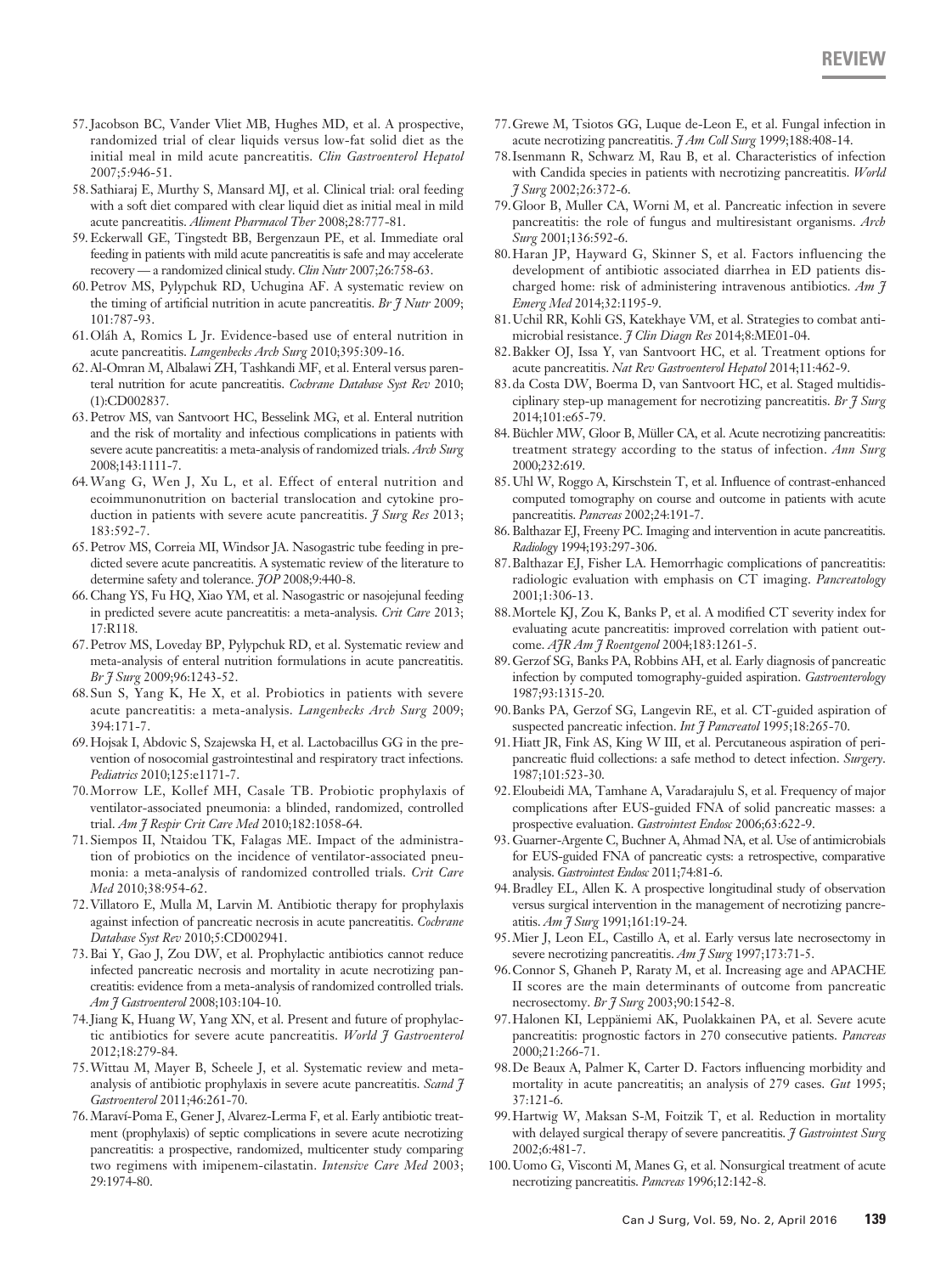57. Jacobson BC, Vander Vliet MB, Hughes MD, et al. A prospective, randomized trial of clear liquids versus low-fat solid diet as the initial meal in mild acute pancreatitis. *Clin Gastroenterol Hepatol* 2007;5:946-51.
58. Sathiaraj E, Murthy S, Mansard MJ, et al. Clinical trial: oral feeding with a soft diet compared with clear liquid diet as initial meal in mild acute pancreatitis. *Aliment Pharmacol Ther* 2008;28:777-81.
59. Eckerwall GE, Tingstedt BB, Bergenzaun PE, et al. Immediate oral feeding in patients with mild acute pancreatitis is safe and may accelerate recovery — a randomized clinical study. *Clin Nutr* 2007;26:758-63.
60. Petrov MS, Pylypchuk RD, Uchugina AF. A systematic review on the timing of artificial nutrition in acute pancreatitis. *Br J Nutr* 2009; 101:787-93.
61. Oláh A, Romics L Jr. Evidence-based use of enteral nutrition in acute pancreatitis. *Langenbecks Arch Surg* 2010;395:309-16.
62. Al-Omran M, Albalawi ZH, Tashkandi MF, et al. Enteral versus parenteral nutrition for acute pancreatitis. *Cochrane Database Syst Rev* 2010; (1):CD002837.
63. Petrov MS, van Santvoort HC, Besselink MG, et al. Enteral nutrition and the risk of mortality and infectious complications in patients with severe acute pancreatitis: a meta-analysis of randomized trials. *Arch Surg* 2008;143:1111-7.
64. Wang G, Wen J, Xu L, et al. Effect of enteral nutrition and ecoimmunonutrition on bacterial translocation and cytokine production in patients with severe acute pancreatitis. *J Surg Res* 2013; 183:592-7.
65. Petrov MS, Correia MI, Windsor JA. Nasogastric tube feeding in predicted severe acute pancreatitis. A systematic review of the literature to determine safety and tolerance. *JOP* 2008;9:440-8.
66. Chang YS, Fu HQ, Xiao YM, et al. Nasogastric or nasojejunal feeding in predicted severe acute pancreatitis: a meta-analysis. *Crit Care* 2013; 17:R118.
67. Petrov MS, Loveday BP, Pylypchuk RD, et al. Systematic review and meta-analysis of enteral nutrition formulations in acute pancreatitis. *Br J Surg* 2009;96:1243-52.
68. Sun S, Yang K, He X, et al. Probiotics in patients with severe acute pancreatitis: a meta-analysis. *Langenbecks Arch Surg* 2009; 394:171-7.
69. Hojsak I, Abdovic S, Szajewska H, et al. Lactobacillus GG in the prevention of nosocomial gastrointestinal and respiratory tract infections. *Pediatrics* 2010;125:e1171-7.
70. Morrow LE, Kollef MH, Casale TB. Probiotic prophylaxis of ventilator-associated pneumonia: a blinded, randomized, controlled trial. *Am J Respir Crit Care Med* 2010;182:1058-64.
71. Siempos II, Ntaidou TK, Falagas ME. Impact of the administration of probiotics on the incidence of ventilator-associated pneumonia: a meta-analysis of randomized controlled trials. *Crit Care Med* 2010;38:954-62.
72. Villatoro E, Mulla M, Larvin M. Antibiotic therapy for prophylaxis against infection of pancreatic necrosis in acute pancreatitis. *Cochrane Database Syst Rev* 2010;5:CD002941.
73. Bai Y, Gao J, Zou DW, et al. Prophylactic antibiotics cannot reduce infected pancreatic necrosis and mortality in acute necrotizing pancreatitis: evidence from a meta-analysis of randomized controlled trials. *Am J Gastroenterol* 2008;103:104-10.
74. Jiang K, Huang W, Yang XN, et al. Present and future of prophylactic antibiotics for severe acute pancreatitis. *World J Gastroenterol* 2012;18:279-84.
75. Wittau M, Mayer B, Scheele J, et al. Systematic review and meta-analysis of antibiotic prophylaxis in severe acute pancreatitis. *Scand J Gastroenterol* 2011;46:261-70.
76. Maraví-Poma E, Gener J, Alvarez-Lerma F, et al. Early antibiotic treatment (prophylaxis) of septic complications in severe acute necrotizing pancreatitis: a prospective, randomized, multicenter study comparing two regimens with imipenem-cilastatin. *Intensive Care Med* 2003; 29:1974-80.
77. Grewe M, Tsiotos GG, Luque de-Leon E, et al. Fungal infection in acute necrotizing pancreatitis. *J Am Coll Surg* 1999;188:408-14.
78. Isenmann R, Schwarz M, Rau B, et al. Characteristics of infection with Candida species in patients with necrotizing pancreatitis. *World J Surg* 2002;26:372-6.
79. Gloor B, Muller CA, Worni M, et al. Pancreatic infection in severe pancreatitis: the role of fungus and multiresistant organisms. *Arch Surg* 2001;136:592-6.
80. Haran JP, Hayward G, Skinner S, et al. Factors influencing the development of antibiotic associated diarrhea in ED patients discharged home: risk of administering intravenous antibiotics. *Am J Emerg Med* 2014;32:1195-9.
81. Uchil RR, Kohli GS, Katekhaye VM, et al. Strategies to combat antimicrobial resistance. *J Clin Diagn Res* 2014;8:ME01-04.
82. Bakker OJ, Issa Y, van Santvoort HC, et al. Treatment options for acute pancreatitis. *Nat Rev Gastroenterol Hepatol* 2014;11:462-9.
83. da Costa DW, Boerma D, van Santvoort HC, et al. Staged multidisciplinary step-up management for necrotizing pancreatitis. *Br J Surg* 2014;101:e65-79.
84. Büchler MW, Gloor B, Müller CA, et al. Acute necrotizing pancreatitis: treatment strategy according to the status of infection. *Ann Surg* 2000;232:619.
85. Uhl W, Roggo A, Kirschstein T, et al. Influence of contrast-enhanced computed tomography on course and outcome in patients with acute pancreatitis. *Pancreas* 2002;24:191-7.
86. Balthazar EJ, Freeny PC. Imaging and intervention in acute pancreatitis. *Radiology* 1994;193:297-306.
87. Balthazar EJ, Fisher LA. Hemorrhagic complications of pancreatitis: radiologic evaluation with emphasis on CT imaging. *Pancreatology* 2001;1:306-13.
88. Mortele KJ, Zou K, Banks P, et al. A modified CT severity index for evaluating acute pancreatitis: improved correlation with patient outcome. *AJR Am J Roentgenol* 2004;183:1261-5.
89. Gerzof SG, Banks PA, Robbins AH, et al. Early diagnosis of pancreatic infection by computed tomography-guided aspiration. *Gastroenterology* 1987;93:1315-20.
90. Banks PA, Gerzof SG, Langevin RE, et al. CT-guided aspiration of suspected pancreatic infection. *Int J Pancreatol* 1995;18:265-70.
91. Hiatt JR, Fink AS, King W III, et al. Percutaneous aspiration of peripancreatic fluid collections: a safe method to detect infection. *Surgery*. 1987;101:523-30.
92. Eloubeidi MA, Tamhane A, Varadarajulu S, et al. Frequency of major complications after EUS-guided FNA of solid pancreatic masses: a prospective evaluation. *Gastrointest Endosc* 2006;63:622-9.
93. Guarner-Argente C, Buchner A, Ahmad NA, et al. Use of antimicrobials for EUS-guided FNA of pancreatic cysts: a retrospective, comparative analysis. *Gastrointest Endosc* 2011;74:81-6.
94. Bradley EL, Allen K. A prospective longitudinal study of observation versus surgical intervention in the management of necrotizing pancreatitis. *Am J Surg* 1991;161:19-24.
95. Mier J, Leon EL, Castillo A, et al. Early versus late necrosectomy in severe necrotizing pancreatitis. *Am J Surg* 1997;173:71-5.
96. Connor S, Ghaneh P, Raraty M, et al. Increasing age and APACHE II scores are the main determinants of outcome from pancreatic necrosectomy. *Br J Surg* 2003;90:1542-8.
97. Halonen KI, Leppäniemi AK, Puolakkainen PA, et al. Severe acute pancreatitis: prognostic factors in 270 consecutive patients. *Pancreas* 2000;21:266-71.
98. De Beaux A, Palmer K, Carter D. Factors influencing morbidity and mortality in acute pancreatitis; an analysis of 279 cases. *Gut* 1995; 37:121-6.
99. Hartwig W, Maksan S-M, Foitzik T, et al. Reduction in mortality with delayed surgical therapy of severe pancreatitis. *J Gastrointest Surg* 2002;6:481-7.
100. Uomo G, Visconti M, Manes G, et al. Nonsurgical treatment of acute necrotizing pancreatitis. *Pancreas* 1996;12:142-8.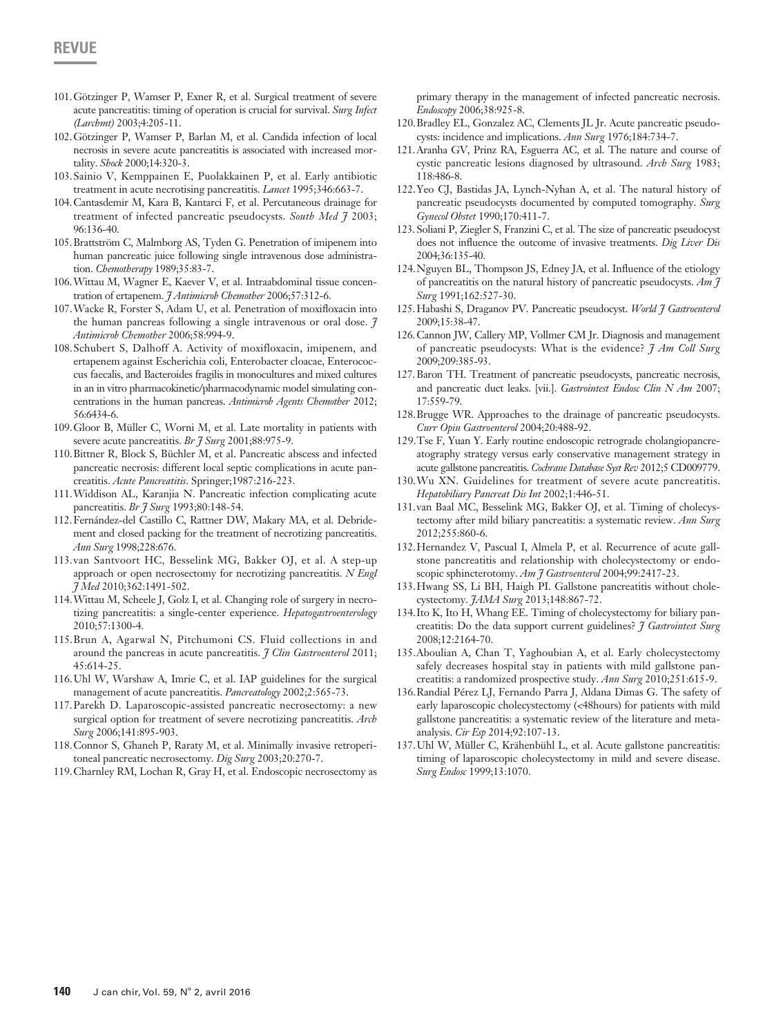101. Götzinger P, Wamser P, Exner R, et al. Surgical treatment of severe acute pancreatitis: timing of operation is crucial for survival. *Surg Infect (Larchmt)* 2003;4:205-11.

102. Götzinger P, Wamser P, Barlan M, et al. Candida infection of local necrosis in severe acute pancreatitis is associated with increased mortality. *Shock* 2000;14:320-3.

103. Sainio V, Kemppainen E, Puolakkainen P, et al. Early antibiotic treatment in acute necrotising pancreatitis. *Lancet* 1995;346:663-7.

104. Cantasdemir M, Kara B, Kantarci F, et al. Percutaneous drainage for treatment of infected pancreatic pseudocysts. *South Med J* 2003; 96:136-40.

105. Brattström C, Malmborg AS, Tyden G. Penetration of imipenem into human pancreatic juice following single intravenous dose administration. *Chemotherapy* 1989;35:83-7.

106. Wittau M, Wagner E, Kaever V, et al. Intraabdominal tissue concentration of ertapenem. *J Antimicrob Chemother* 2006;57:312-6.

107. Wacke R, Forster S, Adam U, et al. Penetration of moxifloxacin into the human pancreas following a single intravenous or oral dose. *J Antimicrob Chemother* 2006;58:994-9.

108. Schubert S, Dalhoff A. Activity of moxifloxacin, imipenem, and ertapenem against Escherichia coli, Enterobacter cloacae, Enterococcus faecalis, and Bacteroides fragilis in monocultures and mixed cultures in an in vitro pharmacokinetic/pharmacodynamic model simulating concentrations in the human pancreas. *Antimicrob Agents Chemother* 2012; 56:6434-6.

109. Gloor B, Müller C, Worni M, et al. Late mortality in patients with severe acute pancreatitis. *Br J Surg* 2001;88:975-9.

110. Bittner R, Block S, Büchler M, et al. Pancreatic abscess and infected pancreatic necrosis: different local septic complications in acute pancreatitis. *Acute Pancreatitis*. Springer;1987:216-223.

111. Widdison AL, Karanjia N. Pancreatic infection complicating acute pancreatitis. *Br J Surg* 1993;80:148-54.

112. Fernández-del Castillo C, Rattner DW, Makary MA, et al. Debridement and closed packing for the treatment of necrotizing pancreatitis. *Ann Surg* 1998;228:676.

113. van Santvoort HC, Besselink MG, Bakker OJ, et al. A step-up approach or open necrosectomy for necrotizing pancreatitis. *N Engl J Med* 2010;362:1491-502.

114. Wittau M, Scheele J, Golz I, et al. Changing role of surgery in necrotizing pancreatitis: a single-center experience. *Hepatogastroenterology* 2010;57:1300-4.

115. Brun A, Agarwal N, Pitchumoni CS. Fluid collections in and around the pancreas in acute pancreatitis. *J Clin Gastroenterol* 2011; 45:614-25.

116. Uhl W, Warshaw A, Imrie C, et al. IAP guidelines for the surgical management of acute pancreatitis. *Pancreatology* 2002;2:565-73.

117. Parekh D. Laparoscopic-assisted pancreatic necrosectomy: a new surgical option for treatment of severe necrotizing pancreatitis. *Arch Surg* 2006;141:895-903.

118. Connor S, Ghaneh P, Raraty M, et al. Minimally invasive retroperitoneal pancreatic necrosectomy. *Dig Surg* 2003;20:270-7.

119. Charnley RM, Lochan R, Gray H, et al. Endoscopic necrosectomy as primary therapy in the management of infected pancreatic necrosis. *Endoscopy* 2006;38:925-8.

120. Bradley EL, Gonzalez AC, Clements JL Jr. Acute pancreatic pseudocysts: incidence and implications. *Ann Surg* 1976;184:734-7.

121. Aranha GV, Prinz RA, Esguerra AC, et al. The nature and course of cystic pancreatic lesions diagnosed by ultrasound. *Arch Surg* 1983; 118:486-8.

122. Yeo CJ, Bastidas JA, Lynch-Nyhan A, et al. The natural history of pancreatic pseudocysts documented by computed tomography. *Surg Gynecol Obstet* 1990;170:411-7.

123. Soliani P, Ziegler S, Franzini C, et al. The size of pancreatic pseudocyst does not influence the outcome of invasive treatments. *Dig Liver Dis* 2004;36:135-40.

124. Nguyen BL, Thompson JS, Edney JA, et al. Influence of the etiology of pancreatitis on the natural history of pancreatic pseudocysts. *Am J Surg* 1991;162:527-30.

125. Habashi S, Draganov PV. Pancreatic pseudocyst. *World J Gastroenterol* 2009;15:38-47.

126. Cannon JW, Callery MP, Vollmer CM Jr. Diagnosis and management of pancreatic pseudocysts: What is the evidence? *J Am Coll Surg* 2009;209:385-93.

127. Baron TH. Treatment of pancreatic pseudocysts, pancreatic necrosis, and pancreatic duct leaks. [vii.]. *Gastrointest Endosc Clin N Am* 2007; 17:559-79.

128. Brugge WR. Approaches to the drainage of pancreatic pseudocysts. *Curr Opin Gastroenterol* 2004;20:488-92.

129. Tse F, Yuan Y. Early routine endoscopic retrograde cholangiopancreatography strategy versus early conservative management strategy in acute gallstone pancreatitis. *Cochrane Database Syst Rev* 2012;5 CD009779.

130. Wu XN. Guidelines for treatment of severe acute pancreatitis. *Hepatobiliary Pancreat Dis Int* 2002;1:446-51.

131. van Baal MC, Besselink MG, Bakker OJ, et al. Timing of cholecystectomy after mild biliary pancreatitis: a systematic review. *Ann Surg* 2012;255:860-6.

132. Hernandez V, Pascual I, Almela P, et al. Recurrence of acute gallstone pancreatitis and relationship with cholecystectomy or endoscopic sphincterotomy. *Am J Gastroenterol* 2004;99:2417-23.

133. Hwang SS, Li BH, Haigh PI. Gallstone pancreatitis without cholecystectomy. *JAMA Surg* 2013;148:867-72.

134. Ito K, Ito H, Whang EE. Timing of cholecystectomy for biliary pancreatitis: Do the data support current guidelines? *J Gastrointest Surg* 2008;12:2164-70.

135. Aboulian A, Chan T, Yaghoubian A, et al. Early cholecystectomy safely decreases hospital stay in patients with mild gallstone pancreatitis: a randomized prospective study. *Ann Surg* 2010;251:615-9.

136. Randial Pérez LJ, Fernando Parra J, Aldana Dimas G. The safety of early laparoscopic cholecystectomy (<48hours) for patients with mild gallstone pancreatitis: a systematic review of the literature and meta-analysis. *Cir Esp* 2014;92:107-13.

137. Uhl W, Müller C, Krähenbühl L, et al. Acute gallstone pancreatitis: timing of laparoscopic cholecystectomy in mild and severe disease. *Surg Endosc* 1999;13:1070.